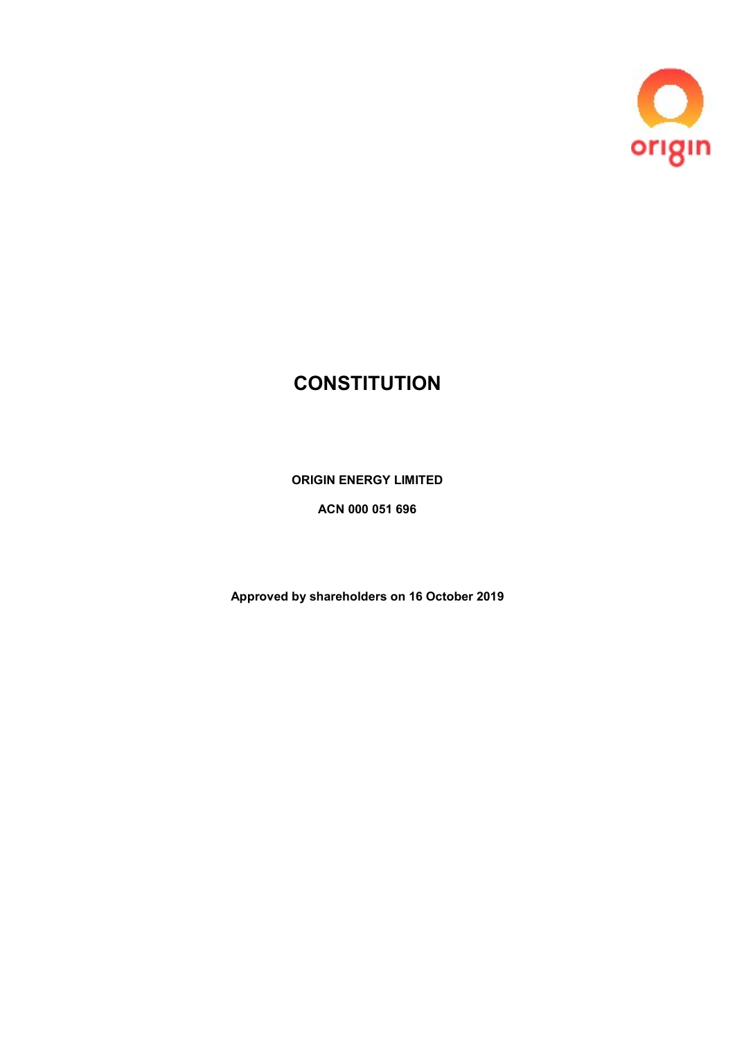origin

# CONSTITUTION

**ORIGIN ENERGY LIMITED**

**ACN 000 051 696**

**Approved by shareholders on 16 October 2019**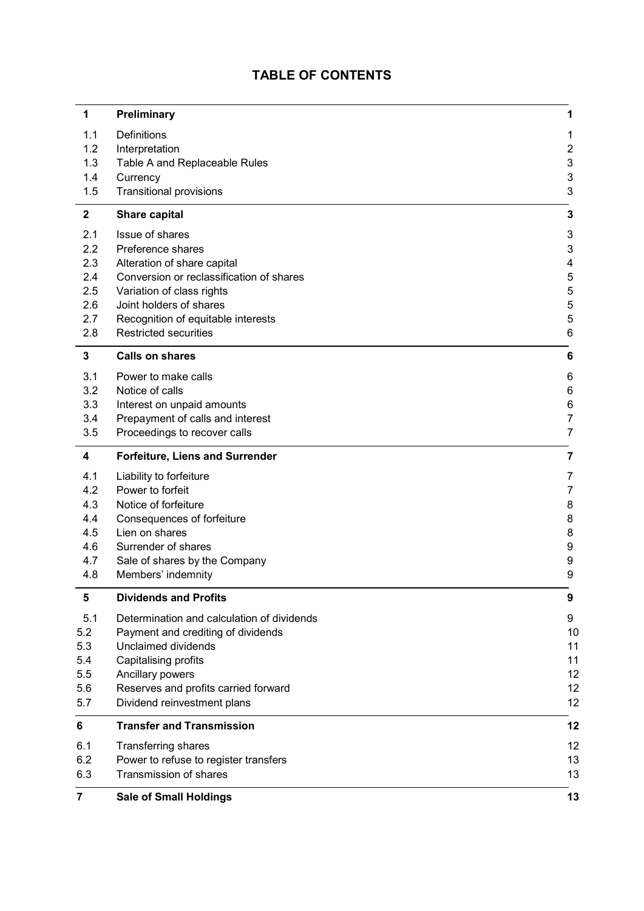# TABLE OF CONTENTS

| | | |
|---|---|---|
| **1** | **Preliminary** | **1** |
| 1.1 | Definitions | 1 |
| 1.2 | Interpretation | 2 |
| 1.3 | Table A and Replaceable Rules | 3 |
| 1.4 | Currency | 3 |
| 1.5 | Transitional provisions | 3 |
| **2** | **Share capital** | **3** |
| 2.1 | Issue of shares | 3 |
| 2.2 | Preference shares | 3 |
| 2.3 | Alteration of share capital | 4 |
| 2.4 | Conversion or reclassification of shares | 5 |
| 2.5 | Variation of class rights | 5 |
| 2.6 | Joint holders of shares | 5 |
| 2.7 | Recognition of equitable interests | 5 |
| 2.8 | Restricted securities | 6 |
| **3** | **Calls on shares** | **6** |
| 3.1 | Power to make calls | 6 |
| 3.2 | Notice of calls | 6 |
| 3.3 | Interest on unpaid amounts | 6 |
| 3.4 | Prepayment of calls and interest | 7 |
| 3.5 | Proceedings to recover calls | 7 |
| **4** | **Forfeiture, Liens and Surrender** | **7** |
| 4.1 | Liability to forfeiture | 7 |
| 4.2 | Power to forfeit | 7 |
| 4.3 | Notice of forfeiture | 8 |
| 4.4 | Consequences of forfeiture | 8 |
| 4.5 | Lien on shares | 8 |
| 4.6 | Surrender of shares | 9 |
| 4.7 | Sale of shares by the Company | 9 |
| 4.8 | Members' indemnity | 9 |
| **5** | **Dividends and Profits** | **9** |
| 5.1 | Determination and calculation of dividends | 9 |
| 5.2 | Payment and crediting of dividends | 10 |
| 5.3 | Unclaimed dividends | 11 |
| 5.4 | Capitalising profits | 11 |
| 5.5 | Ancillary powers | 12 |
| 5.6 | Reserves and profits carried forward | 12 |
| 5.7 | Dividend reinvestment plans | 12 |
| **6** | **Transfer and Transmission** | **12** |
| 6.1 | Transferring shares | 12 |
| 6.2 | Power to refuse to register transfers | 13 |
| 6.3 | Transmission of shares | 13 |
| **7** | **Sale of Small Holdings** | **13** |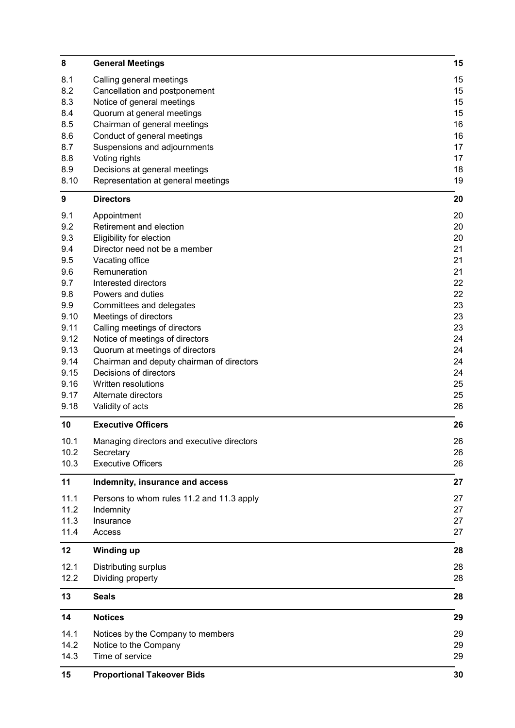| | | |
|---|---|---|
| **8** | **General Meetings** | **15** |
| 8.1 | Calling general meetings | 15 |
| 8.2 | Cancellation and postponement | 15 |
| 8.3 | Notice of general meetings | 15 |
| 8.4 | Quorum at general meetings | 15 |
| 8.5 | Chairman of general meetings | 16 |
| 8.6 | Conduct of general meetings | 16 |
| 8.7 | Suspensions and adjournments | 17 |
| 8.8 | Voting rights | 17 |
| 8.9 | Decisions at general meetings | 18 |
| 8.10 | Representation at general meetings | 19 |
| **9** | **Directors** | **20** |
| 9.1 | Appointment | 20 |
| 9.2 | Retirement and election | 20 |
| 9.3 | Eligibility for election | 20 |
| 9.4 | Director need not be a member | 21 |
| 9.5 | Vacating office | 21 |
| 9.6 | Remuneration | 21 |
| 9.7 | Interested directors | 22 |
| 9.8 | Powers and duties | 22 |
| 9.9 | Committees and delegates | 23 |
| 9.10 | Meetings of directors | 23 |
| 9.11 | Calling meetings of directors | 23 |
| 9.12 | Notice of meetings of directors | 24 |
| 9.13 | Quorum at meetings of directors | 24 |
| 9.14 | Chairman and deputy chairman of directors | 24 |
| 9.15 | Decisions of directors | 24 |
| 9.16 | Written resolutions | 25 |
| 9.17 | Alternate directors | 25 |
| 9.18 | Validity of acts | 26 |
| **10** | **Executive Officers** | **26** |
| 10.1 | Managing directors and executive directors | 26 |
| 10.2 | Secretary | 26 |
| 10.3 | Executive Officers | 26 |
| **11** | **Indemnity, insurance and access** | **27** |
| 11.1 | Persons to whom rules 11.2 and 11.3 apply | 27 |
| 11.2 | Indemnity | 27 |
| 11.3 | Insurance | 27 |
| 11.4 | Access | 27 |
| **12** | **Winding up** | **28** |
| 12.1 | Distributing surplus | 28 |
| 12.2 | Dividing property | 28 |
| **13** | **Seals** | **28** |
| **14** | **Notices** | **29** |
| 14.1 | Notices by the Company to members | 29 |
| 14.2 | Notice to the Company | 29 |
| 14.3 | Time of service | 29 |
| **15** | **Proportional Takeover Bids** | **30** |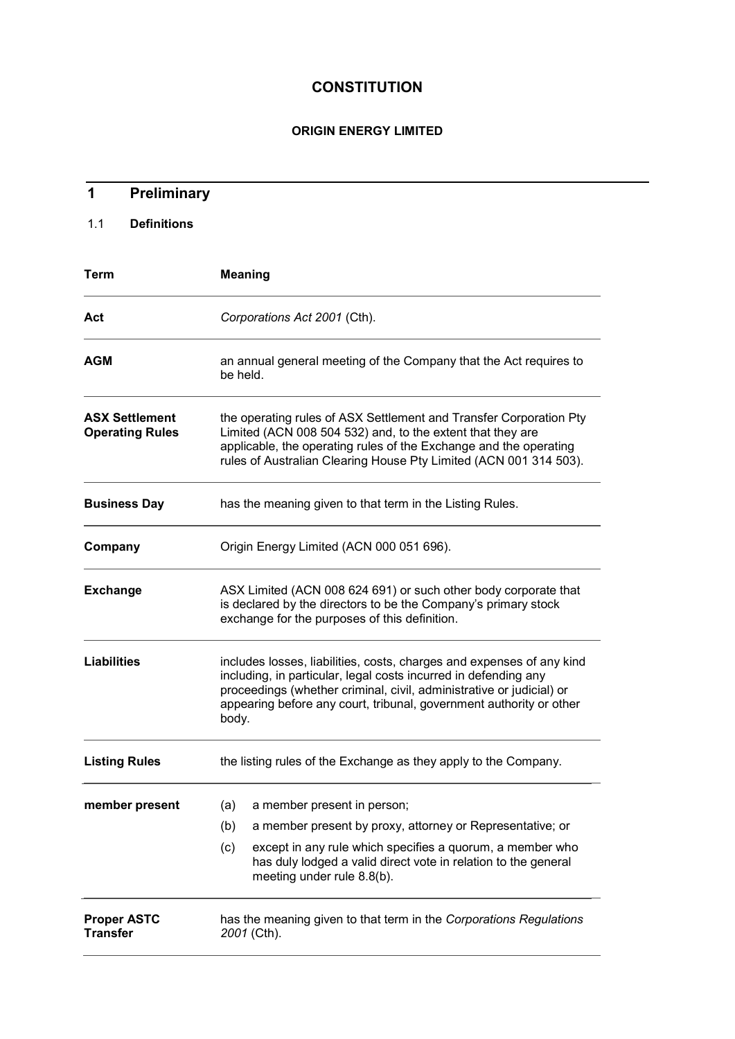# CONSTITUTION

### ORIGIN ENERGY LIMITED

## 1 Preliminary

### 1.1 Definitions

| Term | Meaning |
|---|---|
| **Act** | *Corporations Act 2001* (Cth). |
| **AGM** | an annual general meeting of the Company that the Act requires to be held. |
| **ASX Settlement Operating Rules** | the operating rules of ASX Settlement and Transfer Corporation Pty Limited (ACN 008 504 532) and, to the extent that they are applicable, the operating rules of the Exchange and the operating rules of Australian Clearing House Pty Limited (ACN 001 314 503). |
| **Business Day** | has the meaning given to that term in the Listing Rules. |
| **Company** | Origin Energy Limited (ACN 000 051 696). |
| **Exchange** | ASX Limited (ACN 008 624 691) or such other body corporate that is declared by the directors to be the Company's primary stock exchange for the purposes of this definition. |
| **Liabilities** | includes losses, liabilities, costs, charges and expenses of any kind including, in particular, legal costs incurred in defending any proceedings (whether criminal, civil, administrative or judicial) or appearing before any court, tribunal, government authority or other body. |
| **Listing Rules** | the listing rules of the Exchange as they apply to the Company. |
| **member present** | (a) a member present in person; (b) a member present by proxy, attorney or Representative; or (c) except in any rule which specifies a quorum, a member who has duly lodged a valid direct vote in relation to the general meeting under rule 8.8(b). |
| **Proper ASTC Transfer** | has the meaning given to that term in the *Corporations Regulations 2001* (Cth). |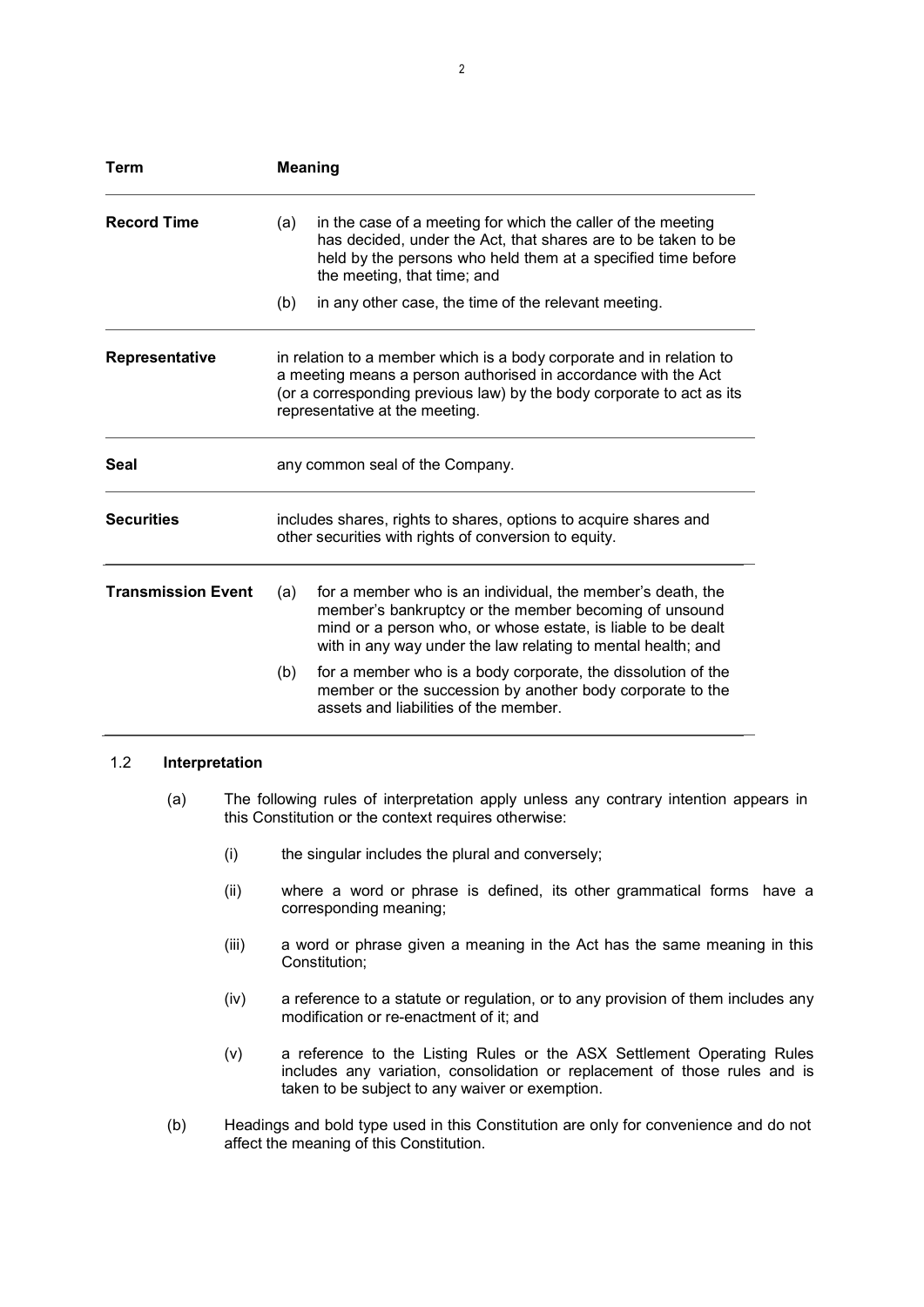| Term | Meaning |
|---|---|
| **Record Time** | (a) in the case of a meeting for which the caller of the meeting has decided, under the Act, that shares are to be taken to be held by the persons who held them at a specified time before the meeting, that time; and<br>(b) in any other case, the time of the relevant meeting. |
| **Representative** | in relation to a member which is a body corporate and in relation to a meeting means a person authorised in accordance with the Act (or a corresponding previous law) by the body corporate to act as its representative at the meeting. |
| **Seal** | any common seal of the Company. |
| **Securities** | includes shares, rights to shares, options to acquire shares and other securities with rights of conversion to equity. |
| **Transmission Event** | (a) for a member who is an individual, the member's death, the member's bankruptcy or the member becoming of unsound mind or a person who, or whose estate, is liable to be dealt with in any way under the law relating to mental health; and<br>(b) for a member who is a body corporate, the dissolution of the member or the succession by another body corporate to the assets and liabilities of the member. |

### 1.2 Interpretation

(a) The following rules of interpretation apply unless any contrary intention appears in this Constitution or the context requires otherwise:

(i) the singular includes the plural and conversely;

(ii) where a word or phrase is defined, its other grammatical forms have a corresponding meaning;

(iii) a word or phrase given a meaning in the Act has the same meaning in this Constitution;

(iv) a reference to a statute or regulation, or to any provision of them includes any modification or re-enactment of it; and

(v) a reference to the Listing Rules or the ASX Settlement Operating Rules includes any variation, consolidation or replacement of those rules and is taken to be subject to any waiver or exemption.

(b) Headings and bold type used in this Constitution are only for convenience and do not affect the meaning of this Constitution.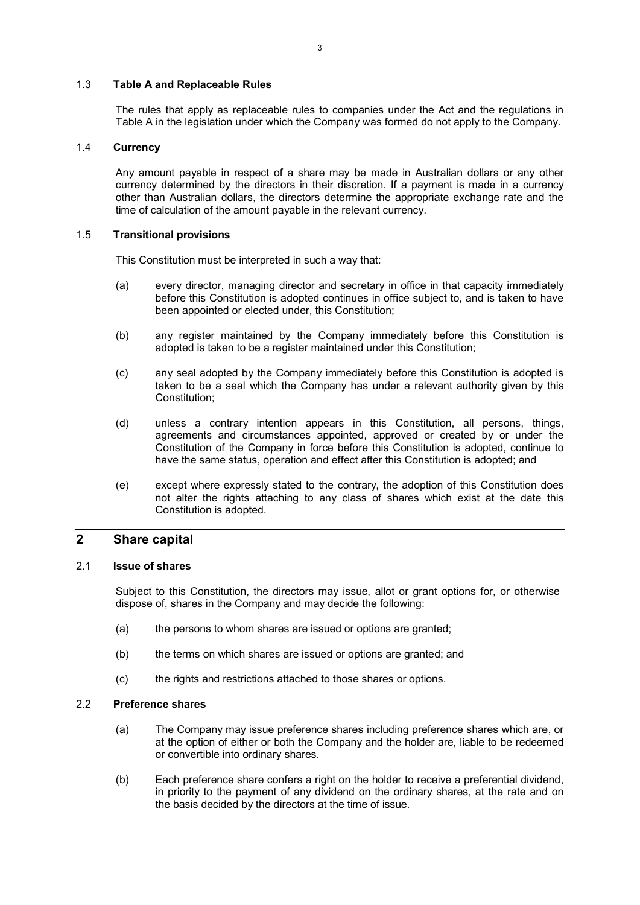### 1.3 **Table A and Replaceable Rules**

The rules that apply as replaceable rules to companies under the Act and the regulations in Table A in the legislation under which the Company was formed do not apply to the Company.

### 1.4 **Currency**

Any amount payable in respect of a share may be made in Australian dollars or any other currency determined by the directors in their discretion. If a payment is made in a currency other than Australian dollars, the directors determine the appropriate exchange rate and the time of calculation of the amount payable in the relevant currency.

### 1.5 **Transitional provisions**

This Constitution must be interpreted in such a way that:

(a) every director, managing director and secretary in office in that capacity immediately before this Constitution is adopted continues in office subject to, and is taken to have been appointed or elected under, this Constitution;

(b) any register maintained by the Company immediately before this Constitution is adopted is taken to be a register maintained under this Constitution;

(c) any seal adopted by the Company immediately before this Constitution is adopted is taken to be a seal which the Company has under a relevant authority given by this Constitution;

(d) unless a contrary intention appears in this Constitution, all persons, things, agreements and circumstances appointed, approved or created by or under the Constitution of the Company in force before this Constitution is adopted, continue to have the same status, operation and effect after this Constitution is adopted; and

(e) except where expressly stated to the contrary, the adoption of this Constitution does not alter the rights attaching to any class of shares which exist at the date this Constitution is adopted.

## 2 Share capital

### 2.1 **Issue of shares**

Subject to this Constitution, the directors may issue, allot or grant options for, or otherwise dispose of, shares in the Company and may decide the following:

(a) the persons to whom shares are issued or options are granted;

(b) the terms on which shares are issued or options are granted; and

(c) the rights and restrictions attached to those shares or options.

### 2.2 **Preference shares**

(a) The Company may issue preference shares including preference shares which are, or at the option of either or both the Company and the holder are, liable to be redeemed or convertible into ordinary shares.

(b) Each preference share confers a right on the holder to receive a preferential dividend, in priority to the payment of any dividend on the ordinary shares, at the rate and on the basis decided by the directors at the time of issue.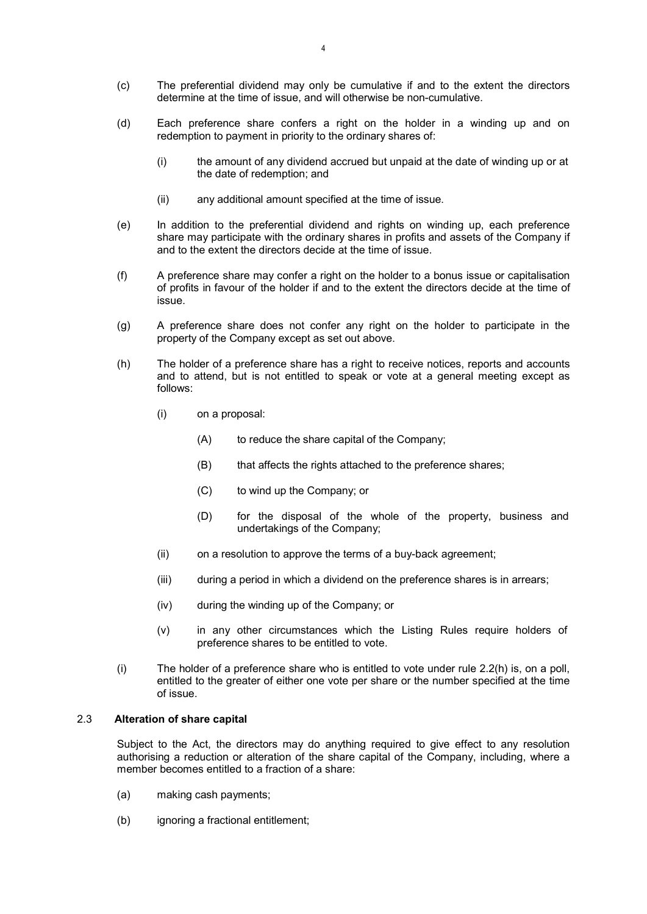(c) The preferential dividend may only be cumulative if and to the extent the directors determine at the time of issue, and will otherwise be non-cumulative.

(d) Each preference share confers a right on the holder in a winding up and on redemption to payment in priority to the ordinary shares of:

 (i) the amount of any dividend accrued but unpaid at the date of winding up or at the date of redemption; and

 (ii) any additional amount specified at the time of issue.

(e) In addition to the preferential dividend and rights on winding up, each preference share may participate with the ordinary shares in profits and assets of the Company if and to the extent the directors decide at the time of issue.

(f) A preference share may confer a right on the holder to a bonus issue or capitalisation of profits in favour of the holder if and to the extent the directors decide at the time of issue.

(g) A preference share does not confer any right on the holder to participate in the property of the Company except as set out above.

(h) The holder of a preference share has a right to receive notices, reports and accounts and to attend, but is not entitled to speak or vote at a general meeting except as follows:

 (i) on a proposal:

  (A) to reduce the share capital of the Company;

  (B) that affects the rights attached to the preference shares;

  (C) to wind up the Company; or

  (D) for the disposal of the whole of the property, business and undertakings of the Company;

 (ii) on a resolution to approve the terms of a buy-back agreement;

 (iii) during a period in which a dividend on the preference shares is in arrears;

 (iv) during the winding up of the Company; or

 (v) in any other circumstances which the Listing Rules require holders of preference shares to be entitled to vote.

(i) The holder of a preference share who is entitled to vote under rule 2.2(h) is, on a poll, entitled to the greater of either one vote per share or the number specified at the time of issue.

### 2.3 Alteration of share capital

Subject to the Act, the directors may do anything required to give effect to any resolution authorising a reduction or alteration of the share capital of the Company, including, where a member becomes entitled to a fraction of a share:

(a) making cash payments;

(b) ignoring a fractional entitlement;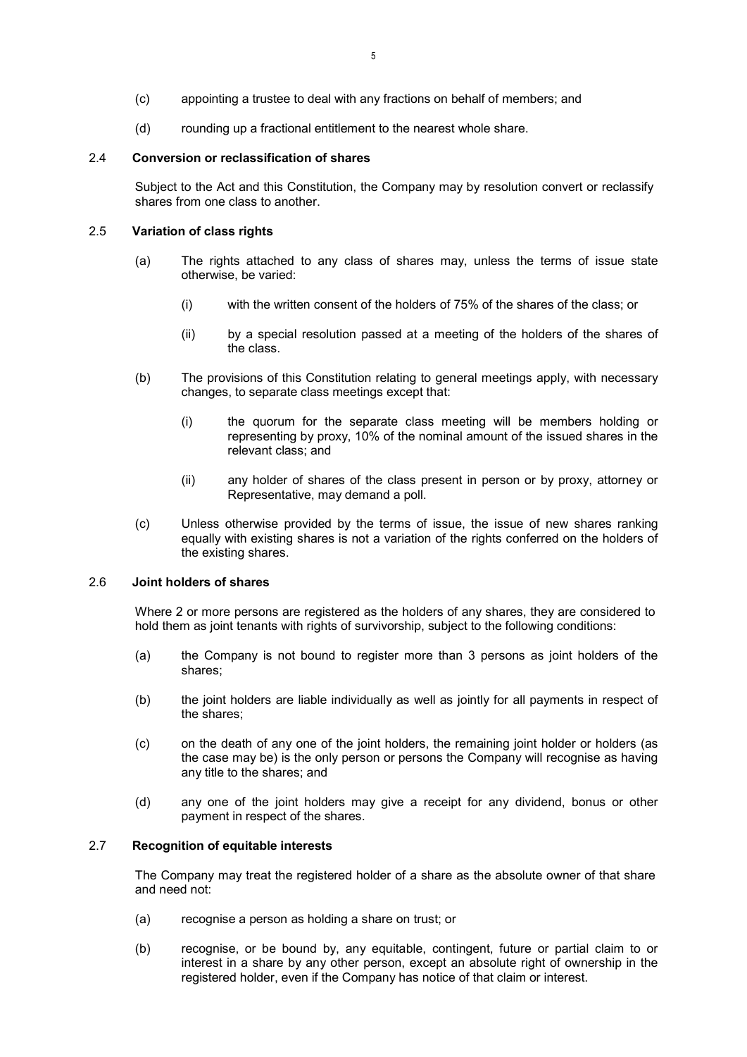(c) appointing a trustee to deal with any fractions on behalf of members; and

(d) rounding up a fractional entitlement to the nearest whole share.

### 2.4 Conversion or reclassification of shares

Subject to the Act and this Constitution, the Company may by resolution convert or reclassify shares from one class to another.

### 2.5 Variation of class rights

(a) The rights attached to any class of shares may, unless the terms of issue state otherwise, be varied:

(i) with the written consent of the holders of 75% of the shares of the class; or

(ii) by a special resolution passed at a meeting of the holders of the shares of the class.

(b) The provisions of this Constitution relating to general meetings apply, with necessary changes, to separate class meetings except that:

(i) the quorum for the separate class meeting will be members holding or representing by proxy, 10% of the nominal amount of the issued shares in the relevant class; and

(ii) any holder of shares of the class present in person or by proxy, attorney or Representative, may demand a poll.

(c) Unless otherwise provided by the terms of issue, the issue of new shares ranking equally with existing shares is not a variation of the rights conferred on the holders of the existing shares.

### 2.6 Joint holders of shares

Where 2 or more persons are registered as the holders of any shares, they are considered to hold them as joint tenants with rights of survivorship, subject to the following conditions:

(a) the Company is not bound to register more than 3 persons as joint holders of the shares;

(b) the joint holders are liable individually as well as jointly for all payments in respect of the shares;

(c) on the death of any one of the joint holders, the remaining joint holder or holders (as the case may be) is the only person or persons the Company will recognise as having any title to the shares; and

(d) any one of the joint holders may give a receipt for any dividend, bonus or other payment in respect of the shares.

### 2.7 Recognition of equitable interests

The Company may treat the registered holder of a share as the absolute owner of that share and need not:

(a) recognise a person as holding a share on trust; or

(b) recognise, or be bound by, any equitable, contingent, future or partial claim to or interest in a share by any other person, except an absolute right of ownership in the registered holder, even if the Company has notice of that claim or interest.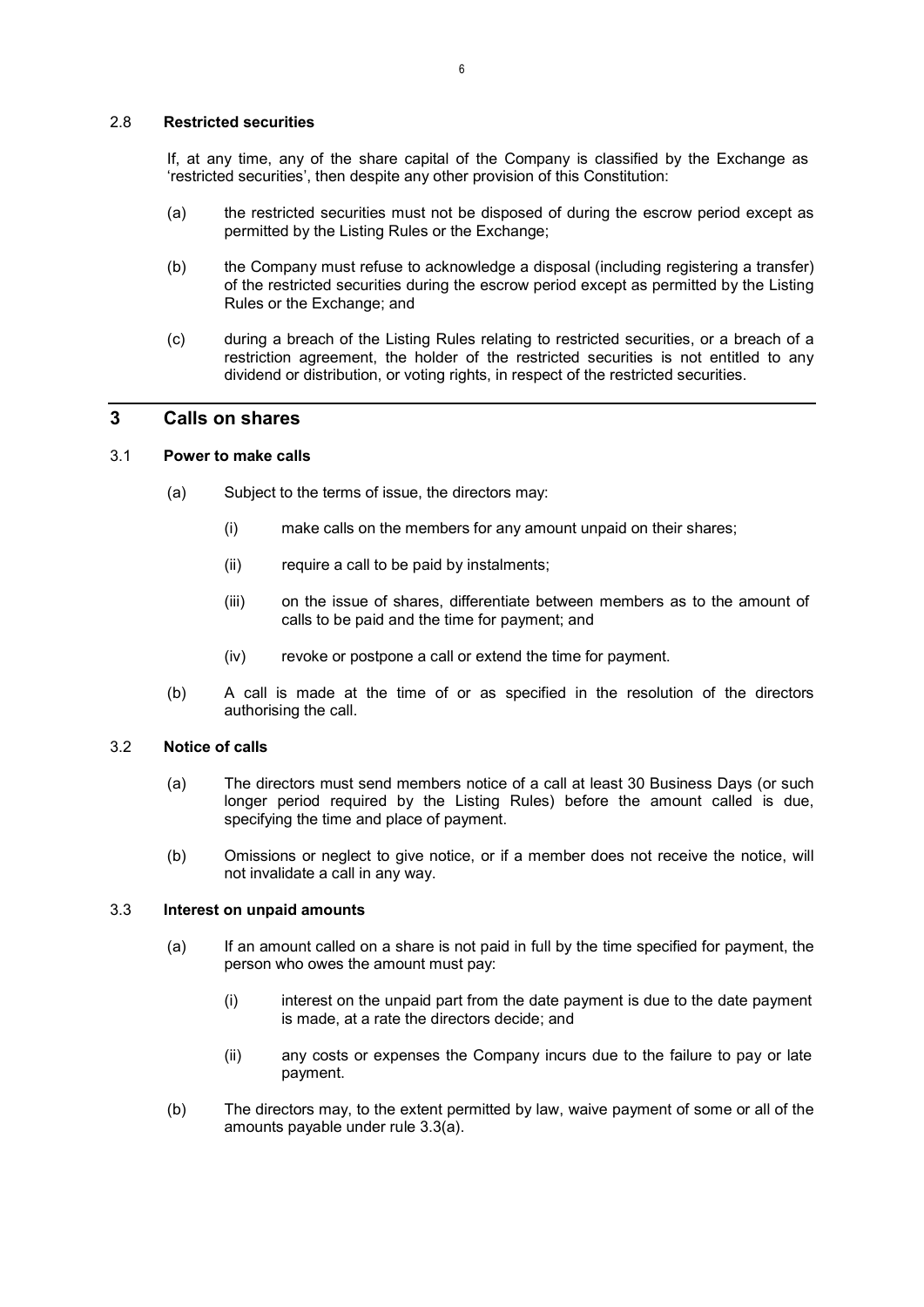### 2.8 **Restricted securities**

If, at any time, any of the share capital of the Company is classified by the Exchange as 'restricted securities', then despite any other provision of this Constitution:

(a) the restricted securities must not be disposed of during the escrow period except as permitted by the Listing Rules or the Exchange;

(b) the Company must refuse to acknowledge a disposal (including registering a transfer) of the restricted securities during the escrow period except as permitted by the Listing Rules or the Exchange; and

(c) during a breach of the Listing Rules relating to restricted securities, or a breach of a restriction agreement, the holder of the restricted securities is not entitled to any dividend or distribution, or voting rights, in respect of the restricted securities.

## 3 Calls on shares

### 3.1 **Power to make calls**

(a) Subject to the terms of issue, the directors may:

(i) make calls on the members for any amount unpaid on their shares;

(ii) require a call to be paid by instalments;

(iii) on the issue of shares, differentiate between members as to the amount of calls to be paid and the time for payment; and

(iv) revoke or postpone a call or extend the time for payment.

(b) A call is made at the time of or as specified in the resolution of the directors authorising the call.

### 3.2 **Notice of calls**

(a) The directors must send members notice of a call at least 30 Business Days (or such longer period required by the Listing Rules) before the amount called is due, specifying the time and place of payment.

(b) Omissions or neglect to give notice, or if a member does not receive the notice, will not invalidate a call in any way.

### 3.3 **Interest on unpaid amounts**

(a) If an amount called on a share is not paid in full by the time specified for payment, the person who owes the amount must pay:

(i) interest on the unpaid part from the date payment is due to the date payment is made, at a rate the directors decide; and

(ii) any costs or expenses the Company incurs due to the failure to pay or late payment.

(b) The directors may, to the extent permitted by law, waive payment of some or all of the amounts payable under rule 3.3(a).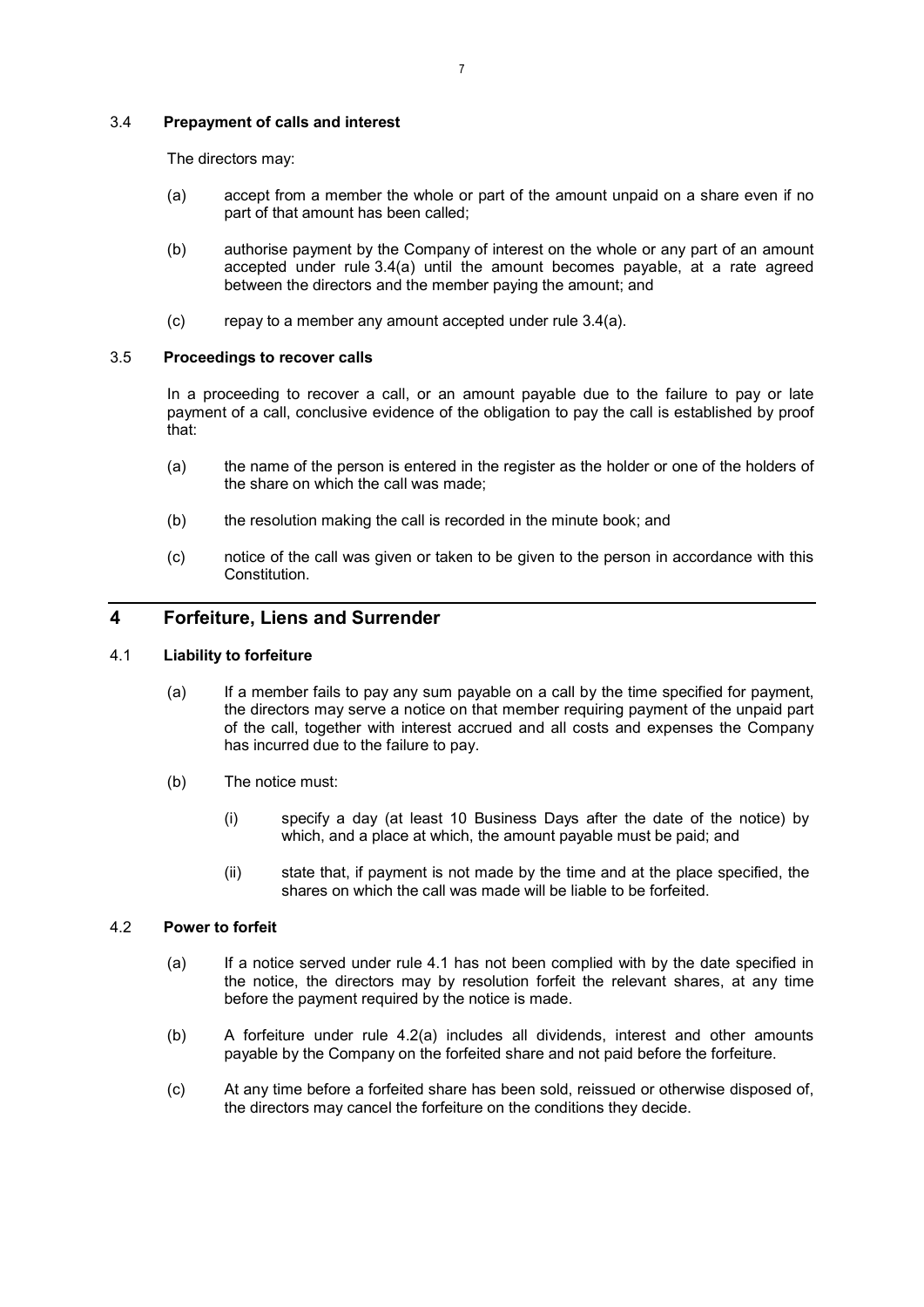### 3.4 Prepayment of calls and interest

The directors may:

(a) accept from a member the whole or part of the amount unpaid on a share even if no part of that amount has been called;

(b) authorise payment by the Company of interest on the whole or any part of an amount accepted under rule 3.4(a) until the amount becomes payable, at a rate agreed between the directors and the member paying the amount; and

(c) repay to a member any amount accepted under rule 3.4(a).

### 3.5 Proceedings to recover calls

In a proceeding to recover a call, or an amount payable due to the failure to pay or late payment of a call, conclusive evidence of the obligation to pay the call is established by proof that:

(a) the name of the person is entered in the register as the holder or one of the holders of the share on which the call was made;

(b) the resolution making the call is recorded in the minute book; and

(c) notice of the call was given or taken to be given to the person in accordance with this Constitution.

## 4 Forfeiture, Liens and Surrender

### 4.1 Liability to forfeiture

(a) If a member fails to pay any sum payable on a call by the time specified for payment, the directors may serve a notice on that member requiring payment of the unpaid part of the call, together with interest accrued and all costs and expenses the Company has incurred due to the failure to pay.

(b) The notice must:

  (i) specify a day (at least 10 Business Days after the date of the notice) by which, and a place at which, the amount payable must be paid; and

  (ii) state that, if payment is not made by the time and at the place specified, the shares on which the call was made will be liable to be forfeited.

### 4.2 Power to forfeit

(a) If a notice served under rule 4.1 has not been complied with by the date specified in the notice, the directors may by resolution forfeit the relevant shares, at any time before the payment required by the notice is made.

(b) A forfeiture under rule 4.2(a) includes all dividends, interest and other amounts payable by the Company on the forfeited share and not paid before the forfeiture.

(c) At any time before a forfeited share has been sold, reissued or otherwise disposed of, the directors may cancel the forfeiture on the conditions they decide.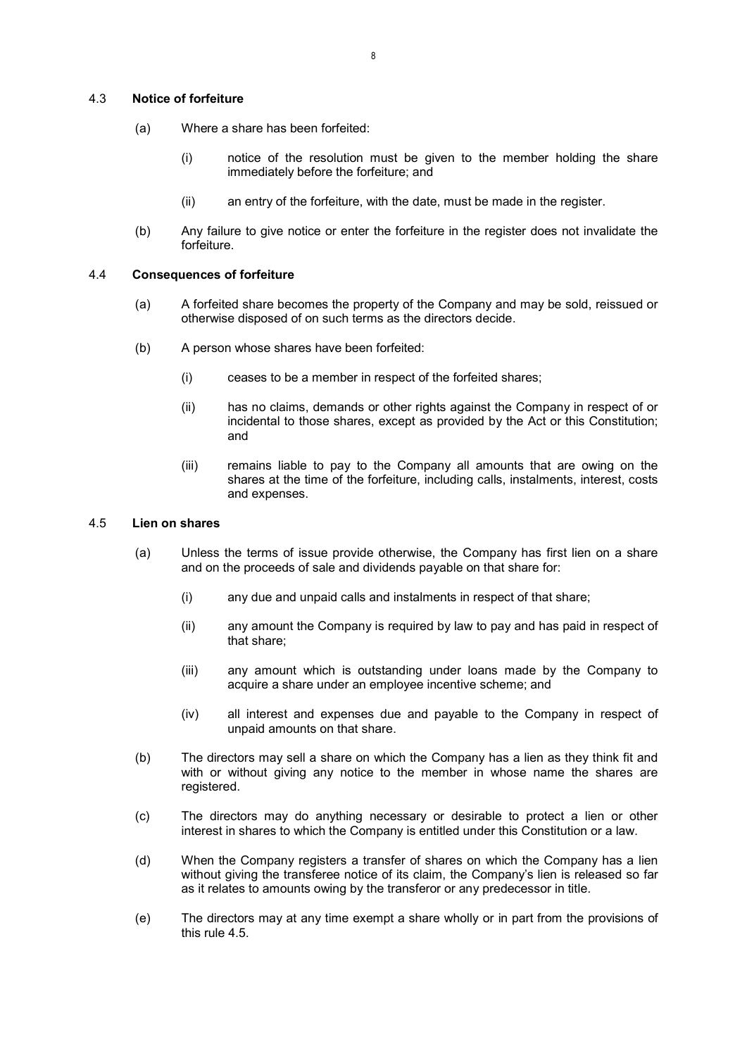### 4.3 Notice of forfeiture

(a) Where a share has been forfeited:

   (i) notice of the resolution must be given to the member holding the share immediately before the forfeiture; and

   (ii) an entry of the forfeiture, with the date, must be made in the register.

(b) Any failure to give notice or enter the forfeiture in the register does not invalidate the forfeiture.

### 4.4 Consequences of forfeiture

(a) A forfeited share becomes the property of the Company and may be sold, reissued or otherwise disposed of on such terms as the directors decide.

(b) A person whose shares have been forfeited:

   (i) ceases to be a member in respect of the forfeited shares;

   (ii) has no claims, demands or other rights against the Company in respect of or incidental to those shares, except as provided by the Act or this Constitution; and

   (iii) remains liable to pay to the Company all amounts that are owing on the shares at the time of the forfeiture, including calls, instalments, interest, costs and expenses.

### 4.5 Lien on shares

(a) Unless the terms of issue provide otherwise, the Company has first lien on a share and on the proceeds of sale and dividends payable on that share for:

   (i) any due and unpaid calls and instalments in respect of that share;

   (ii) any amount the Company is required by law to pay and has paid in respect of that share;

   (iii) any amount which is outstanding under loans made by the Company to acquire a share under an employee incentive scheme; and

   (iv) all interest and expenses due and payable to the Company in respect of unpaid amounts on that share.

(b) The directors may sell a share on which the Company has a lien as they think fit and with or without giving any notice to the member in whose name the shares are registered.

(c) The directors may do anything necessary or desirable to protect a lien or other interest in shares to which the Company is entitled under this Constitution or a law.

(d) When the Company registers a transfer of shares on which the Company has a lien without giving the transferee notice of its claim, the Company's lien is released so far as it relates to amounts owing by the transferor or any predecessor in title.

(e) The directors may at any time exempt a share wholly or in part from the provisions of this rule 4.5.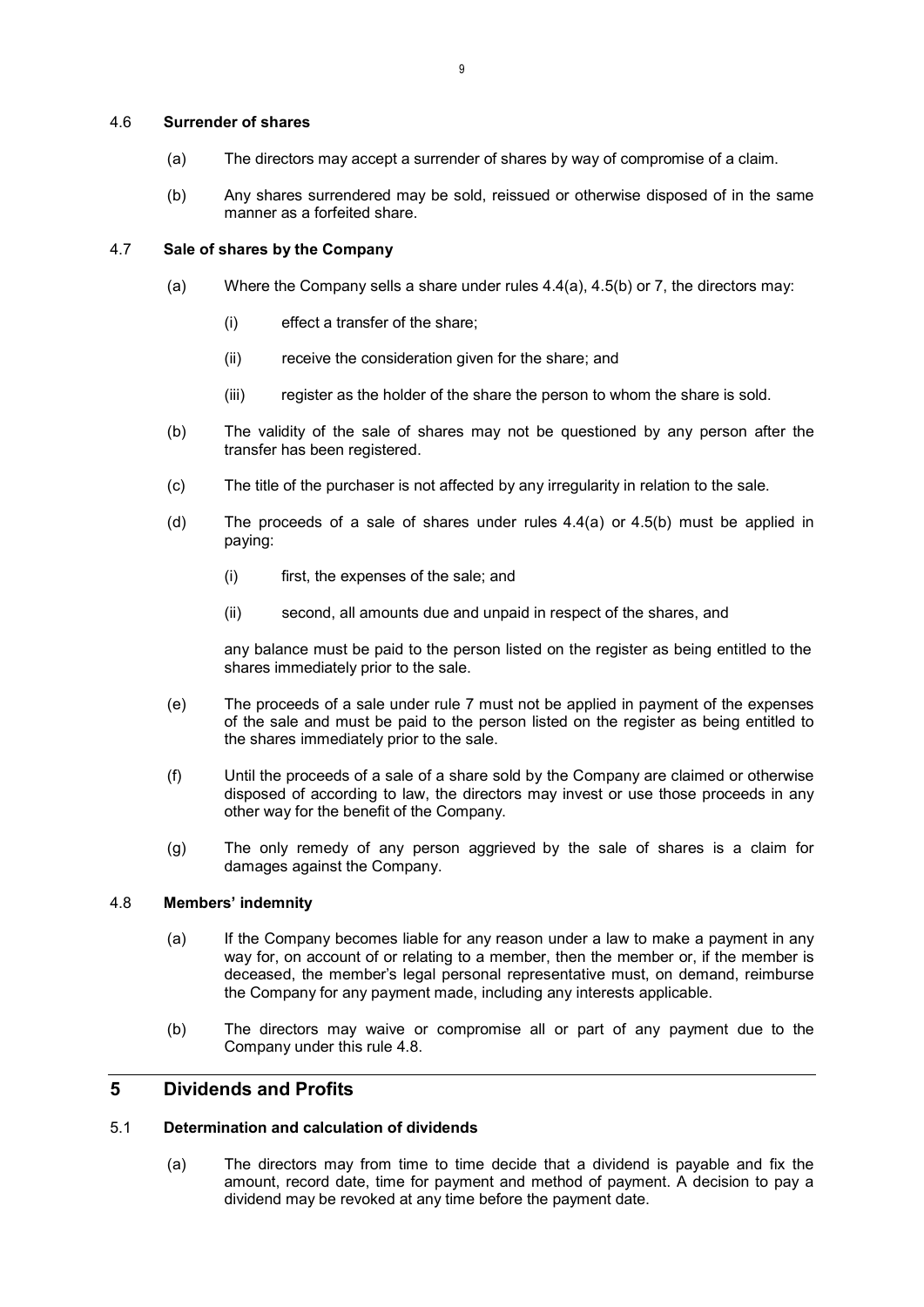### 4.6 **Surrender of shares**

(a) The directors may accept a surrender of shares by way of compromise of a claim.

(b) Any shares surrendered may be sold, reissued or otherwise disposed of in the same manner as a forfeited share.

### 4.7 **Sale of shares by the Company**

(a) Where the Company sells a share under rules 4.4(a), 4.5(b) or 7, the directors may:

  (i) effect a transfer of the share;

  (ii) receive the consideration given for the share; and

  (iii) register as the holder of the share the person to whom the share is sold.

(b) The validity of the sale of shares may not be questioned by any person after the transfer has been registered.

(c) The title of the purchaser is not affected by any irregularity in relation to the sale.

(d) The proceeds of a sale of shares under rules 4.4(a) or 4.5(b) must be applied in paying:

  (i) first, the expenses of the sale; and

  (ii) second, all amounts due and unpaid in respect of the shares, and

any balance must be paid to the person listed on the register as being entitled to the shares immediately prior to the sale.

(e) The proceeds of a sale under rule 7 must not be applied in payment of the expenses of the sale and must be paid to the person listed on the register as being entitled to the shares immediately prior to the sale.

(f) Until the proceeds of a sale of a share sold by the Company are claimed or otherwise disposed of according to law, the directors may invest or use those proceeds in any other way for the benefit of the Company.

(g) The only remedy of any person aggrieved by the sale of shares is a claim for damages against the Company.

### 4.8 **Members' indemnity**

(a) If the Company becomes liable for any reason under a law to make a payment in any way for, on account of or relating to a member, then the member or, if the member is deceased, the member's legal personal representative must, on demand, reimburse the Company for any payment made, including any interests applicable.

(b) The directors may waive or compromise all or part of any payment due to the Company under this rule 4.8.

## 5 Dividends and Profits

### 5.1 **Determination and calculation of dividends**

(a) The directors may from time to time decide that a dividend is payable and fix the amount, record date, time for payment and method of payment. A decision to pay a dividend may be revoked at any time before the payment date.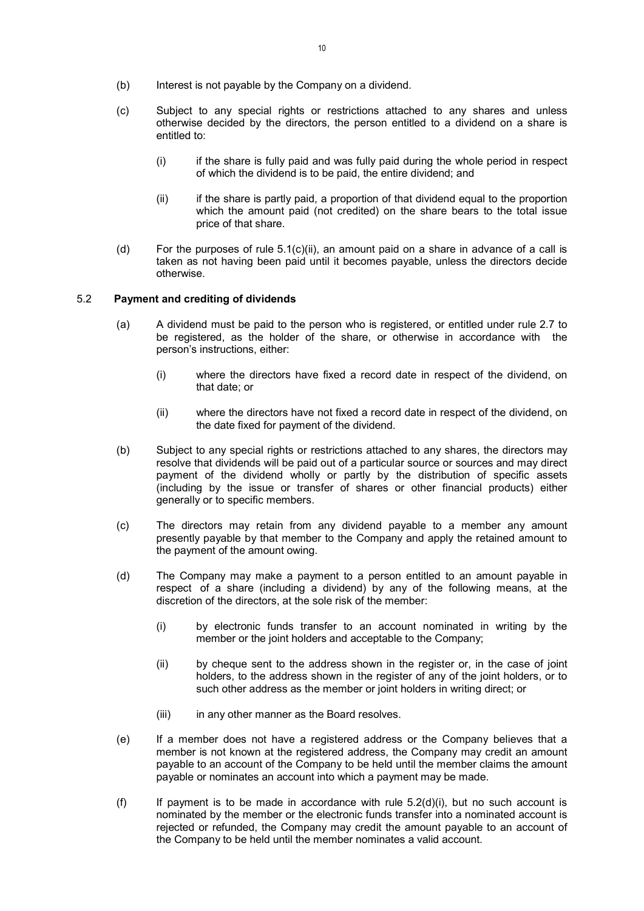(b) Interest is not payable by the Company on a dividend.

(c) Subject to any special rights or restrictions attached to any shares and unless otherwise decided by the directors, the person entitled to a dividend on a share is entitled to:

   (i) if the share is fully paid and was fully paid during the whole period in respect of which the dividend is to be paid, the entire dividend; and

   (ii) if the share is partly paid, a proportion of that dividend equal to the proportion which the amount paid (not credited) on the share bears to the total issue price of that share.

(d) For the purposes of rule 5.1(c)(ii), an amount paid on a share in advance of a call is taken as not having been paid until it becomes payable, unless the directors decide otherwise.

### 5.2 Payment and crediting of dividends

(a) A dividend must be paid to the person who is registered, or entitled under rule 2.7 to be registered, as the holder of the share, or otherwise in accordance with the person's instructions, either:

   (i) where the directors have fixed a record date in respect of the dividend, on that date; or

   (ii) where the directors have not fixed a record date in respect of the dividend, on the date fixed for payment of the dividend.

(b) Subject to any special rights or restrictions attached to any shares, the directors may resolve that dividends will be paid out of a particular source or sources and may direct payment of the dividend wholly or partly by the distribution of specific assets (including by the issue or transfer of shares or other financial products) either generally or to specific members.

(c) The directors may retain from any dividend payable to a member any amount presently payable by that member to the Company and apply the retained amount to the payment of the amount owing.

(d) The Company may make a payment to a person entitled to an amount payable in respect of a share (including a dividend) by any of the following means, at the discretion of the directors, at the sole risk of the member:

   (i) by electronic funds transfer to an account nominated in writing by the member or the joint holders and acceptable to the Company;

   (ii) by cheque sent to the address shown in the register or, in the case of joint holders, to the address shown in the register of any of the joint holders, or to such other address as the member or joint holders in writing direct; or

   (iii) in any other manner as the Board resolves.

(e) If a member does not have a registered address or the Company believes that a member is not known at the registered address, the Company may credit an amount payable to an account of the Company to be held until the member claims the amount payable or nominates an account into which a payment may be made.

(f) If payment is to be made in accordance with rule 5.2(d)(i), but no such account is nominated by the member or the electronic funds transfer into a nominated account is rejected or refunded, the Company may credit the amount payable to an account of the Company to be held until the member nominates a valid account.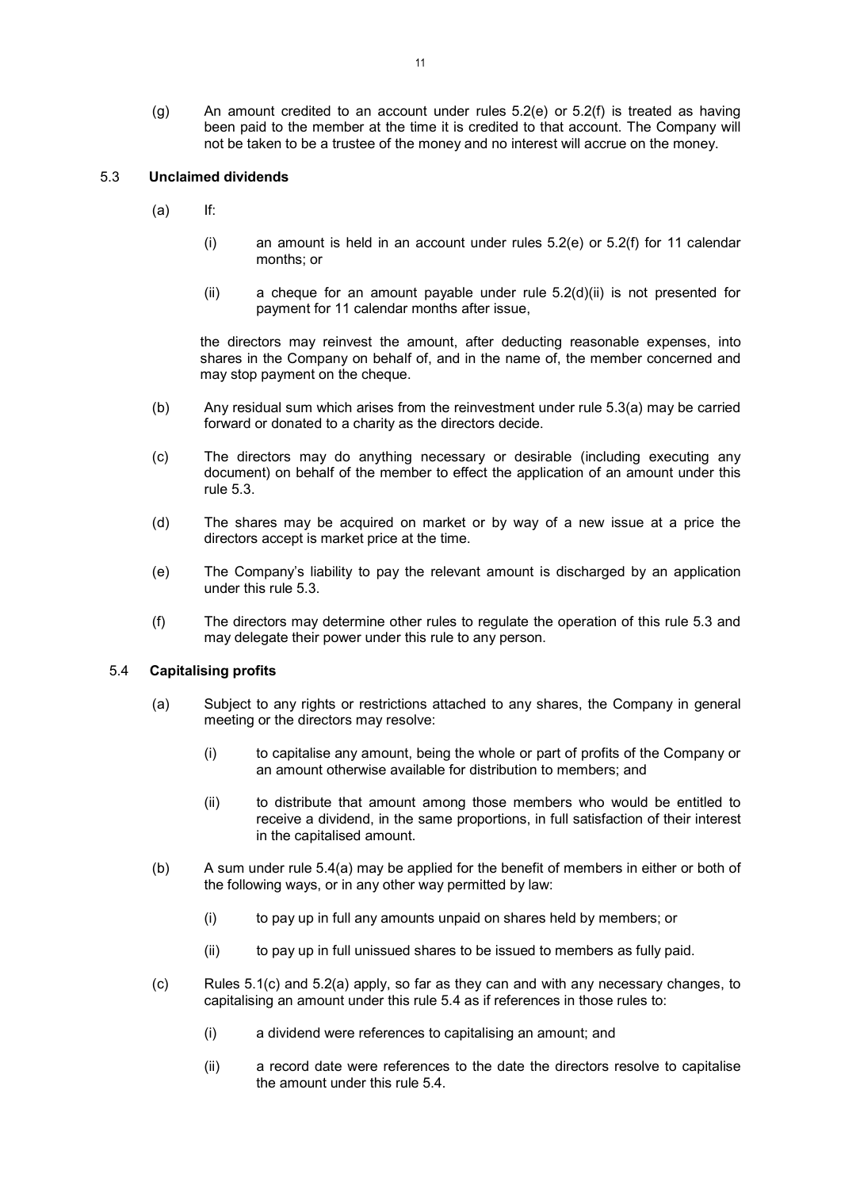(g) An amount credited to an account under rules 5.2(e) or 5.2(f) is treated as having been paid to the member at the time it is credited to that account. The Company will not be taken to be a trustee of the money and no interest will accrue on the money.

### 5.3 **Unclaimed dividends**

(a) If:

(i) an amount is held in an account under rules 5.2(e) or 5.2(f) for 11 calendar months; or

(ii) a cheque for an amount payable under rule 5.2(d)(ii) is not presented for payment for 11 calendar months after issue,

the directors may reinvest the amount, after deducting reasonable expenses, into shares in the Company on behalf of, and in the name of, the member concerned and may stop payment on the cheque.

(b) Any residual sum which arises from the reinvestment under rule 5.3(a) may be carried forward or donated to a charity as the directors decide.

(c) The directors may do anything necessary or desirable (including executing any document) on behalf of the member to effect the application of an amount under this rule 5.3.

(d) The shares may be acquired on market or by way of a new issue at a price the directors accept is market price at the time.

(e) The Company's liability to pay the relevant amount is discharged by an application under this rule 5.3.

(f) The directors may determine other rules to regulate the operation of this rule 5.3 and may delegate their power under this rule to any person.

### 5.4 **Capitalising profits**

(a) Subject to any rights or restrictions attached to any shares, the Company in general meeting or the directors may resolve:

(i) to capitalise any amount, being the whole or part of profits of the Company or an amount otherwise available for distribution to members; and

(ii) to distribute that amount among those members who would be entitled to receive a dividend, in the same proportions, in full satisfaction of their interest in the capitalised amount.

(b) A sum under rule 5.4(a) may be applied for the benefit of members in either or both of the following ways, or in any other way permitted by law:

(i) to pay up in full any amounts unpaid on shares held by members; or

(ii) to pay up in full unissued shares to be issued to members as fully paid.

(c) Rules 5.1(c) and 5.2(a) apply, so far as they can and with any necessary changes, to capitalising an amount under this rule 5.4 as if references in those rules to:

(i) a dividend were references to capitalising an amount; and

(ii) a record date were references to the date the directors resolve to capitalise the amount under this rule 5.4.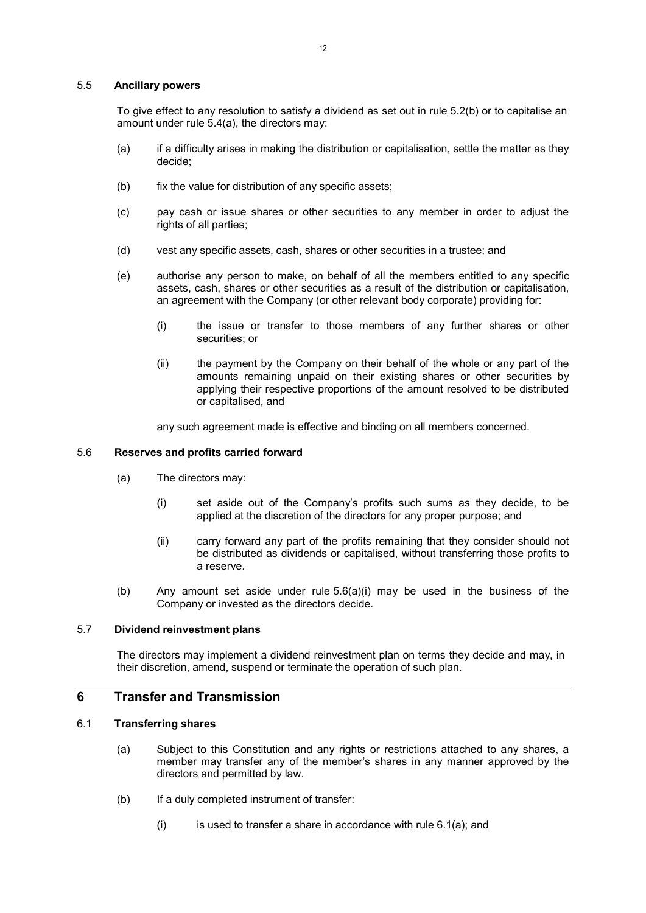### 5.5 **Ancillary powers**

To give effect to any resolution to satisfy a dividend as set out in rule 5.2(b) or to capitalise an amount under rule 5.4(a), the directors may:

(a) if a difficulty arises in making the distribution or capitalisation, settle the matter as they decide;

(b) fix the value for distribution of any specific assets;

(c) pay cash or issue shares or other securities to any member in order to adjust the rights of all parties;

(d) vest any specific assets, cash, shares or other securities in a trustee; and

(e) authorise any person to make, on behalf of all the members entitled to any specific assets, cash, shares or other securities as a result of the distribution or capitalisation, an agreement with the Company (or other relevant body corporate) providing for:

   (i) the issue or transfer to those members of any further shares or other securities; or

   (ii) the payment by the Company on their behalf of the whole or any part of the amounts remaining unpaid on their existing shares or other securities by applying their respective proportions of the amount resolved to be distributed or capitalised, and

any such agreement made is effective and binding on all members concerned.

### 5.6 **Reserves and profits carried forward**

(a) The directors may:

   (i) set aside out of the Company's profits such sums as they decide, to be applied at the discretion of the directors for any proper purpose; and

   (ii) carry forward any part of the profits remaining that they consider should not be distributed as dividends or capitalised, without transferring those profits to a reserve.

(b) Any amount set aside under rule 5.6(a)(i) may be used in the business of the Company or invested as the directors decide.

### 5.7 **Dividend reinvestment plans**

The directors may implement a dividend reinvestment plan on terms they decide and may, in their discretion, amend, suspend or terminate the operation of such plan.

## 6 Transfer and Transmission

### 6.1 **Transferring shares**

(a) Subject to this Constitution and any rights or restrictions attached to any shares, a member may transfer any of the member's shares in any manner approved by the directors and permitted by law.

(b) If a duly completed instrument of transfer:

   (i) is used to transfer a share in accordance with rule 6.1(a); and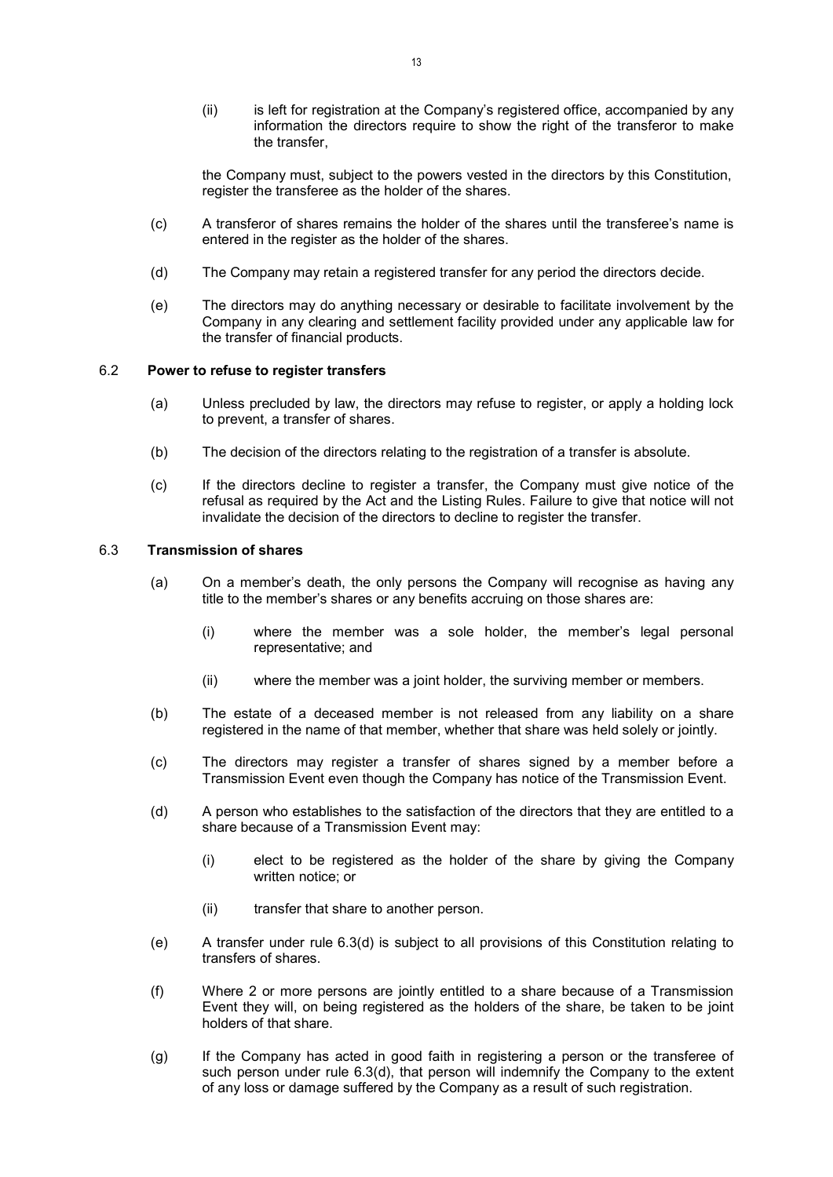(ii) is left for registration at the Company's registered office, accompanied by any information the directors require to show the right of the transferor to make the transfer,

the Company must, subject to the powers vested in the directors by this Constitution, register the transferee as the holder of the shares.

(c) A transferor of shares remains the holder of the shares until the transferee's name is entered in the register as the holder of the shares.

(d) The Company may retain a registered transfer for any period the directors decide.

(e) The directors may do anything necessary or desirable to facilitate involvement by the Company in any clearing and settlement facility provided under any applicable law for the transfer of financial products.

### 6.2 Power to refuse to register transfers

(a) Unless precluded by law, the directors may refuse to register, or apply a holding lock to prevent, a transfer of shares.

(b) The decision of the directors relating to the registration of a transfer is absolute.

(c) If the directors decline to register a transfer, the Company must give notice of the refusal as required by the Act and the Listing Rules. Failure to give that notice will not invalidate the decision of the directors to decline to register the transfer.

### 6.3 Transmission of shares

(a) On a member's death, the only persons the Company will recognise as having any title to the member's shares or any benefits accruing on those shares are:

(i) where the member was a sole holder, the member's legal personal representative; and

(ii) where the member was a joint holder, the surviving member or members.

(b) The estate of a deceased member is not released from any liability on a share registered in the name of that member, whether that share was held solely or jointly.

(c) The directors may register a transfer of shares signed by a member before a Transmission Event even though the Company has notice of the Transmission Event.

(d) A person who establishes to the satisfaction of the directors that they are entitled to a share because of a Transmission Event may:

(i) elect to be registered as the holder of the share by giving the Company written notice; or

(ii) transfer that share to another person.

(e) A transfer under rule 6.3(d) is subject to all provisions of this Constitution relating to transfers of shares.

(f) Where 2 or more persons are jointly entitled to a share because of a Transmission Event they will, on being registered as the holders of the share, be taken to be joint holders of that share.

(g) If the Company has acted in good faith in registering a person or the transferee of such person under rule 6.3(d), that person will indemnify the Company to the extent of any loss or damage suffered by the Company as a result of such registration.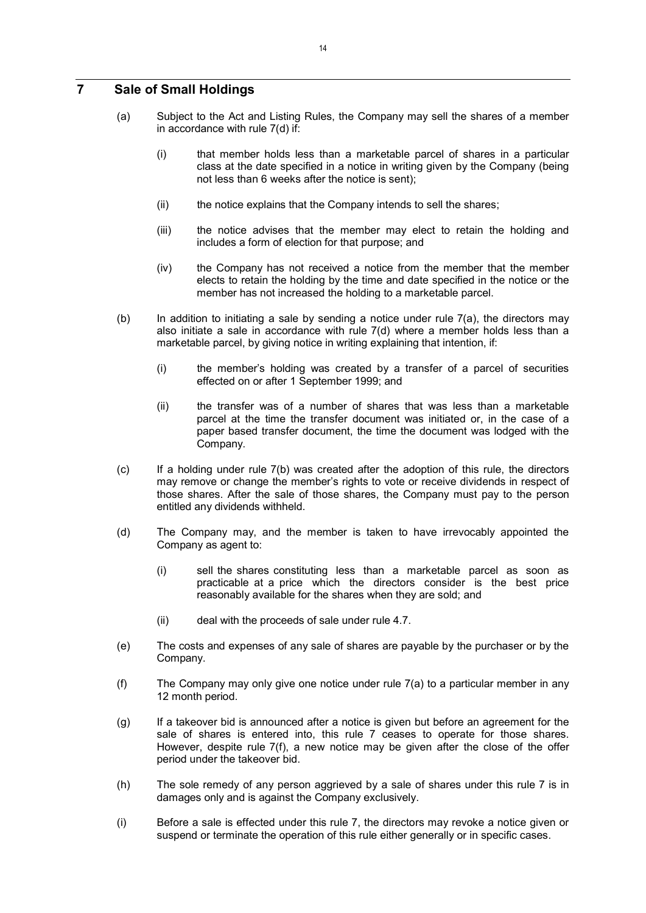## 7 Sale of Small Holdings

(a) Subject to the Act and Listing Rules, the Company may sell the shares of a member in accordance with rule 7(d) if:

  (i) that member holds less than a marketable parcel of shares in a particular class at the date specified in a notice in writing given by the Company (being not less than 6 weeks after the notice is sent);

  (ii) the notice explains that the Company intends to sell the shares;

  (iii) the notice advises that the member may elect to retain the holding and includes a form of election for that purpose; and

  (iv) the Company has not received a notice from the member that the member elects to retain the holding by the time and date specified in the notice or the member has not increased the holding to a marketable parcel.

(b) In addition to initiating a sale by sending a notice under rule 7(a), the directors may also initiate a sale in accordance with rule 7(d) where a member holds less than a marketable parcel, by giving notice in writing explaining that intention, if:

  (i) the member's holding was created by a transfer of a parcel of securities effected on or after 1 September 1999; and

  (ii) the transfer was of a number of shares that was less than a marketable parcel at the time the transfer document was initiated or, in the case of a paper based transfer document, the time the document was lodged with the Company.

(c) If a holding under rule 7(b) was created after the adoption of this rule, the directors may remove or change the member's rights to vote or receive dividends in respect of those shares. After the sale of those shares, the Company must pay to the person entitled any dividends withheld.

(d) The Company may, and the member is taken to have irrevocably appointed the Company as agent to:

  (i) sell the shares constituting less than a marketable parcel as soon as practicable at a price which the directors consider is the best price reasonably available for the shares when they are sold; and

  (ii) deal with the proceeds of sale under rule 4.7.

(e) The costs and expenses of any sale of shares are payable by the purchaser or by the Company.

(f) The Company may only give one notice under rule 7(a) to a particular member in any 12 month period.

(g) If a takeover bid is announced after a notice is given but before an agreement for the sale of shares is entered into, this rule 7 ceases to operate for those shares. However, despite rule 7(f), a new notice may be given after the close of the offer period under the takeover bid.

(h) The sole remedy of any person aggrieved by a sale of shares under this rule 7 is in damages only and is against the Company exclusively.

(i) Before a sale is effected under this rule 7, the directors may revoke a notice given or suspend or terminate the operation of this rule either generally or in specific cases.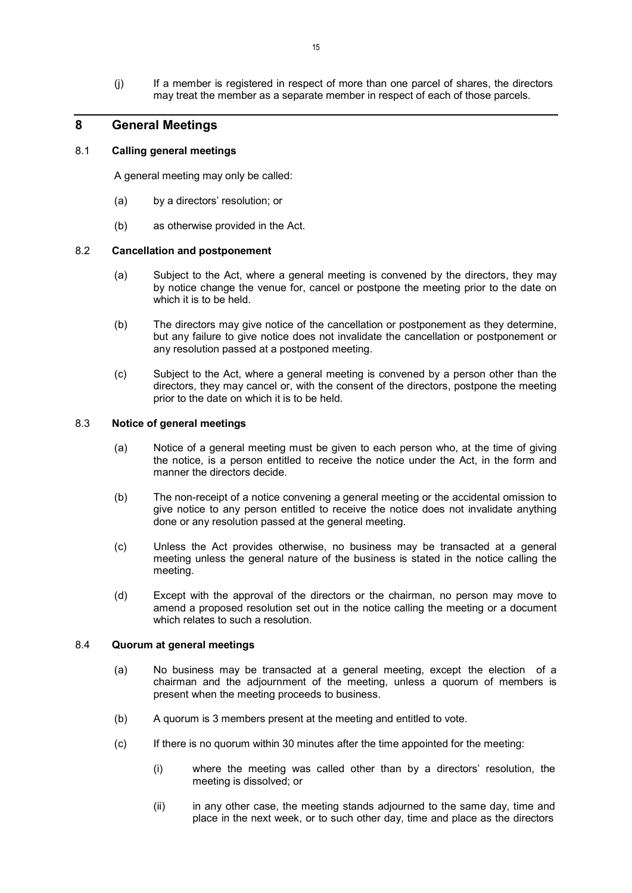(j) If a member is registered in respect of more than one parcel of shares, the directors may treat the member as a separate member in respect of each of those parcels.

## 8 General Meetings

### 8.1 Calling general meetings

A general meeting may only be called:

(a) by a directors' resolution; or

(b) as otherwise provided in the Act.

### 8.2 Cancellation and postponement

(a) Subject to the Act, where a general meeting is convened by the directors, they may by notice change the venue for, cancel or postpone the meeting prior to the date on which it is to be held.

(b) The directors may give notice of the cancellation or postponement as they determine, but any failure to give notice does not invalidate the cancellation or postponement or any resolution passed at a postponed meeting.

(c) Subject to the Act, where a general meeting is convened by a person other than the directors, they may cancel or, with the consent of the directors, postpone the meeting prior to the date on which it is to be held.

### 8.3 Notice of general meetings

(a) Notice of a general meeting must be given to each person who, at the time of giving the notice, is a person entitled to receive the notice under the Act, in the form and manner the directors decide.

(b) The non-receipt of a notice convening a general meeting or the accidental omission to give notice to any person entitled to receive the notice does not invalidate anything done or any resolution passed at the general meeting.

(c) Unless the Act provides otherwise, no business may be transacted at a general meeting unless the general nature of the business is stated in the notice calling the meeting.

(d) Except with the approval of the directors or the chairman, no person may move to amend a proposed resolution set out in the notice calling the meeting or a document which relates to such a resolution.

### 8.4 Quorum at general meetings

(a) No business may be transacted at a general meeting, except the election of a chairman and the adjournment of the meeting, unless a quorum of members is present when the meeting proceeds to business.

(b) A quorum is 3 members present at the meeting and entitled to vote.

(c) If there is no quorum within 30 minutes after the time appointed for the meeting:

   (i) where the meeting was called other than by a directors' resolution, the meeting is dissolved; or

   (ii) in any other case, the meeting stands adjourned to the same day, time and place in the next week, or to such other day, time and place as the directors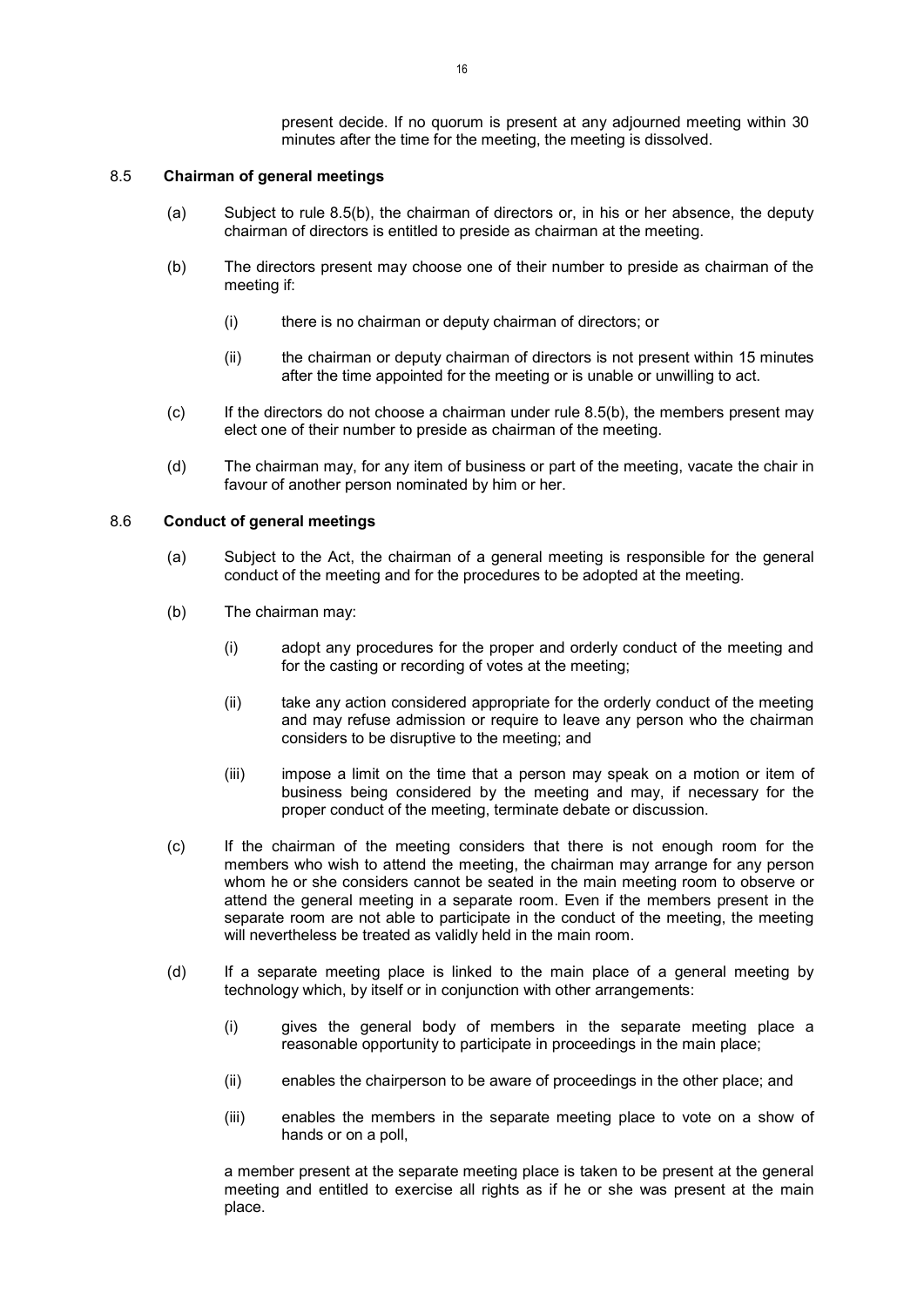present decide. If no quorum is present at any adjourned meeting within 30 minutes after the time for the meeting, the meeting is dissolved.

### 8.5 Chairman of general meetings

(a) Subject to rule 8.5(b), the chairman of directors or, in his or her absence, the deputy chairman of directors is entitled to preside as chairman at the meeting.

(b) The directors present may choose one of their number to preside as chairman of the meeting if:

   (i) there is no chairman or deputy chairman of directors; or

   (ii) the chairman or deputy chairman of directors is not present within 15 minutes after the time appointed for the meeting or is unable or unwilling to act.

(c) If the directors do not choose a chairman under rule 8.5(b), the members present may elect one of their number to preside as chairman of the meeting.

(d) The chairman may, for any item of business or part of the meeting, vacate the chair in favour of another person nominated by him or her.

### 8.6 Conduct of general meetings

(a) Subject to the Act, the chairman of a general meeting is responsible for the general conduct of the meeting and for the procedures to be adopted at the meeting.

(b) The chairman may:

   (i) adopt any procedures for the proper and orderly conduct of the meeting and for the casting or recording of votes at the meeting;

   (ii) take any action considered appropriate for the orderly conduct of the meeting and may refuse admission or require to leave any person who the chairman considers to be disruptive to the meeting; and

   (iii) impose a limit on the time that a person may speak on a motion or item of business being considered by the meeting and may, if necessary for the proper conduct of the meeting, terminate debate or discussion.

(c) If the chairman of the meeting considers that there is not enough room for the members who wish to attend the meeting, the chairman may arrange for any person whom he or she considers cannot be seated in the main meeting room to observe or attend the general meeting in a separate room. Even if the members present in the separate room are not able to participate in the conduct of the meeting, the meeting will nevertheless be treated as validly held in the main room.

(d) If a separate meeting place is linked to the main place of a general meeting by technology which, by itself or in conjunction with other arrangements:

   (i) gives the general body of members in the separate meeting place a reasonable opportunity to participate in proceedings in the main place;

   (ii) enables the chairperson to be aware of proceedings in the other place; and

   (iii) enables the members in the separate meeting place to vote on a show of hands or on a poll,

a member present at the separate meeting place is taken to be present at the general meeting and entitled to exercise all rights as if he or she was present at the main place.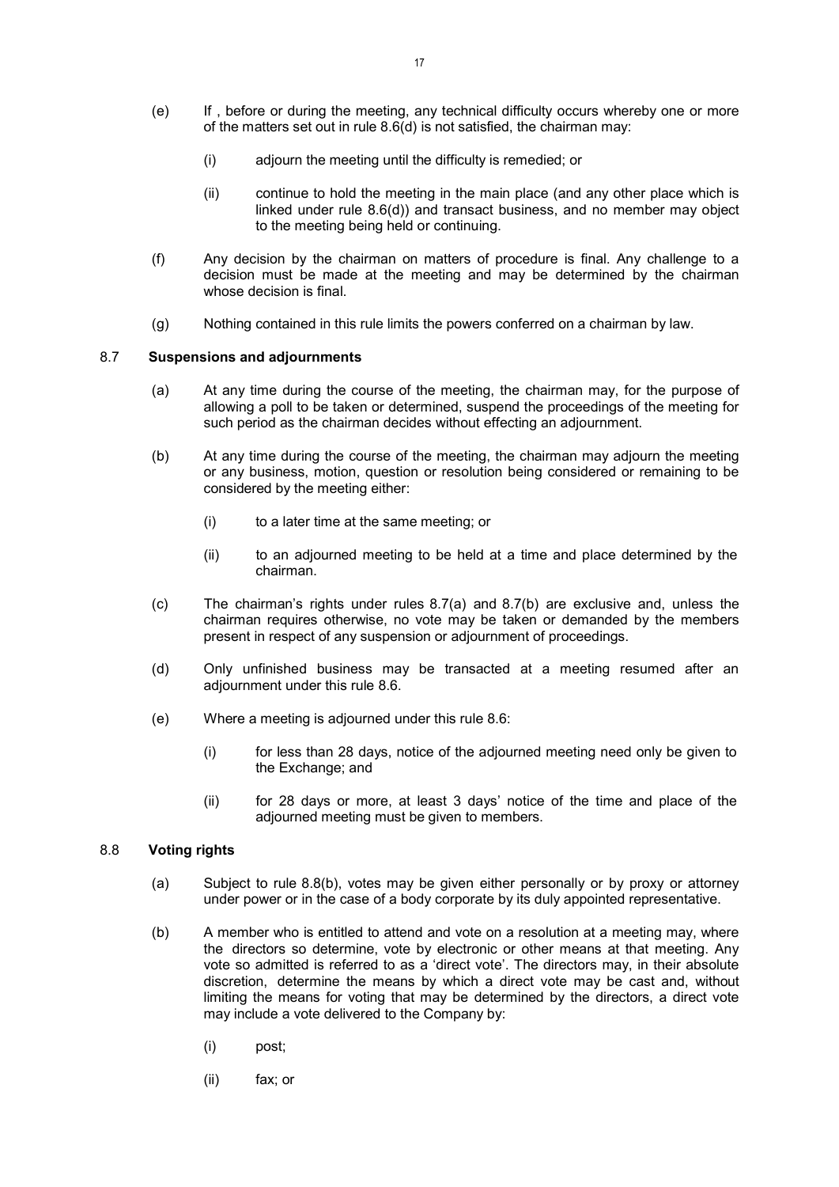(e) If , before or during the meeting, any technical difficulty occurs whereby one or more of the matters set out in rule 8.6(d) is not satisfied, the chairman may:

(i) adjourn the meeting until the difficulty is remedied; or

(ii) continue to hold the meeting in the main place (and any other place which is linked under rule 8.6(d)) and transact business, and no member may object to the meeting being held or continuing.

(f) Any decision by the chairman on matters of procedure is final. Any challenge to a decision must be made at the meeting and may be determined by the chairman whose decision is final.

(g) Nothing contained in this rule limits the powers conferred on a chairman by law.

### 8.7 **Suspensions and adjournments**

(a) At any time during the course of the meeting, the chairman may, for the purpose of allowing a poll to be taken or determined, suspend the proceedings of the meeting for such period as the chairman decides without effecting an adjournment.

(b) At any time during the course of the meeting, the chairman may adjourn the meeting or any business, motion, question or resolution being considered or remaining to be considered by the meeting either:

(i) to a later time at the same meeting; or

(ii) to an adjourned meeting to be held at a time and place determined by the chairman.

(c) The chairman's rights under rules 8.7(a) and 8.7(b) are exclusive and, unless the chairman requires otherwise, no vote may be taken or demanded by the members present in respect of any suspension or adjournment of proceedings.

(d) Only unfinished business may be transacted at a meeting resumed after an adjournment under this rule 8.6.

(e) Where a meeting is adjourned under this rule 8.6:

(i) for less than 28 days, notice of the adjourned meeting need only be given to the Exchange; and

(ii) for 28 days or more, at least 3 days' notice of the time and place of the adjourned meeting must be given to members.

### 8.8 **Voting rights**

(a) Subject to rule 8.8(b), votes may be given either personally or by proxy or attorney under power or in the case of a body corporate by its duly appointed representative.

(b) A member who is entitled to attend and vote on a resolution at a meeting may, where the directors so determine, vote by electronic or other means at that meeting. Any vote so admitted is referred to as a 'direct vote'. The directors may, in their absolute discretion, determine the means by which a direct vote may be cast and, without limiting the means for voting that may be determined by the directors, a direct vote may include a vote delivered to the Company by:

(i) post;

(ii) fax; or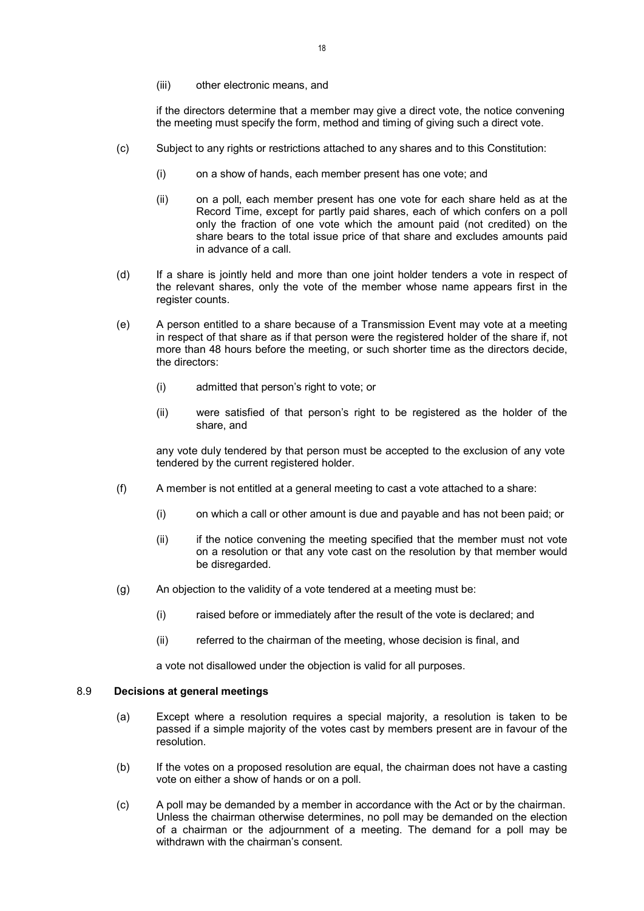(iii) other electronic means, and

if the directors determine that a member may give a direct vote, the notice convening the meeting must specify the form, method and timing of giving such a direct vote.

(c) Subject to any rights or restrictions attached to any shares and to this Constitution:

(i) on a show of hands, each member present has one vote; and

(ii) on a poll, each member present has one vote for each share held as at the Record Time, except for partly paid shares, each of which confers on a poll only the fraction of one vote which the amount paid (not credited) on the share bears to the total issue price of that share and excludes amounts paid in advance of a call.

(d) If a share is jointly held and more than one joint holder tenders a vote in respect of the relevant shares, only the vote of the member whose name appears first in the register counts.

(e) A person entitled to a share because of a Transmission Event may vote at a meeting in respect of that share as if that person were the registered holder of the share if, not more than 48 hours before the meeting, or such shorter time as the directors decide, the directors:

(i) admitted that person's right to vote; or

(ii) were satisfied of that person's right to be registered as the holder of the share, and

any vote duly tendered by that person must be accepted to the exclusion of any vote tendered by the current registered holder.

(f) A member is not entitled at a general meeting to cast a vote attached to a share:

(i) on which a call or other amount is due and payable and has not been paid; or

(ii) if the notice convening the meeting specified that the member must not vote on a resolution or that any vote cast on the resolution by that member would be disregarded.

(g) An objection to the validity of a vote tendered at a meeting must be:

(i) raised before or immediately after the result of the vote is declared; and

(ii) referred to the chairman of the meeting, whose decision is final, and

a vote not disallowed under the objection is valid for all purposes.

### 8.9 Decisions at general meetings

(a) Except where a resolution requires a special majority, a resolution is taken to be passed if a simple majority of the votes cast by members present are in favour of the resolution.

(b) If the votes on a proposed resolution are equal, the chairman does not have a casting vote on either a show of hands or on a poll.

(c) A poll may be demanded by a member in accordance with the Act or by the chairman. Unless the chairman otherwise determines, no poll may be demanded on the election of a chairman or the adjournment of a meeting. The demand for a poll may be withdrawn with the chairman's consent.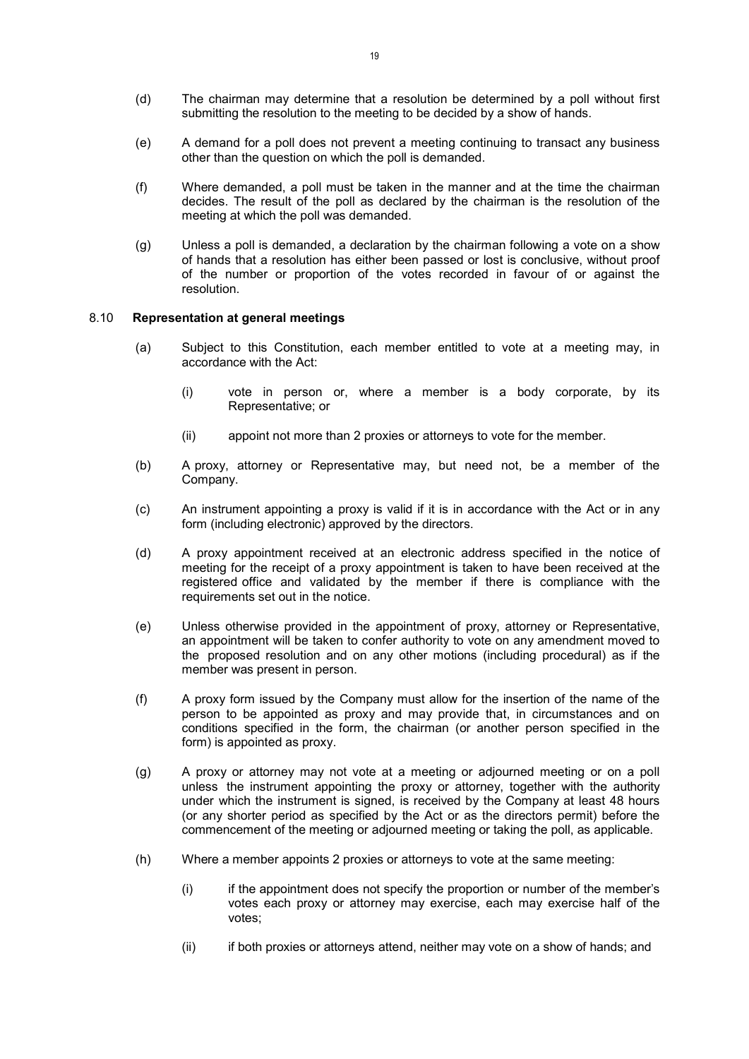(d) The chairman may determine that a resolution be determined by a poll without first submitting the resolution to the meeting to be decided by a show of hands.

(e) A demand for a poll does not prevent a meeting continuing to transact any business other than the question on which the poll is demanded.

(f) Where demanded, a poll must be taken in the manner and at the time the chairman decides. The result of the poll as declared by the chairman is the resolution of the meeting at which the poll was demanded.

(g) Unless a poll is demanded, a declaration by the chairman following a vote on a show of hands that a resolution has either been passed or lost is conclusive, without proof of the number or proportion of the votes recorded in favour of or against the resolution.

### 8.10 **Representation at general meetings**

(a) Subject to this Constitution, each member entitled to vote at a meeting may, in accordance with the Act:

   (i) vote in person or, where a member is a body corporate, by its Representative; or

   (ii) appoint not more than 2 proxies or attorneys to vote for the member.

(b) A proxy, attorney or Representative may, but need not, be a member of the Company.

(c) An instrument appointing a proxy is valid if it is in accordance with the Act or in any form (including electronic) approved by the directors.

(d) A proxy appointment received at an electronic address specified in the notice of meeting for the receipt of a proxy appointment is taken to have been received at the registered office and validated by the member if there is compliance with the requirements set out in the notice.

(e) Unless otherwise provided in the appointment of proxy, attorney or Representative, an appointment will be taken to confer authority to vote on any amendment moved to the proposed resolution and on any other motions (including procedural) as if the member was present in person.

(f) A proxy form issued by the Company must allow for the insertion of the name of the person to be appointed as proxy and may provide that, in circumstances and on conditions specified in the form, the chairman (or another person specified in the form) is appointed as proxy.

(g) A proxy or attorney may not vote at a meeting or adjourned meeting or on a poll unless the instrument appointing the proxy or attorney, together with the authority under which the instrument is signed, is received by the Company at least 48 hours (or any shorter period as specified by the Act or as the directors permit) before the commencement of the meeting or adjourned meeting or taking the poll, as applicable.

(h) Where a member appoints 2 proxies or attorneys to vote at the same meeting:

   (i) if the appointment does not specify the proportion or number of the member's votes each proxy or attorney may exercise, each may exercise half of the votes;

   (ii) if both proxies or attorneys attend, neither may vote on a show of hands; and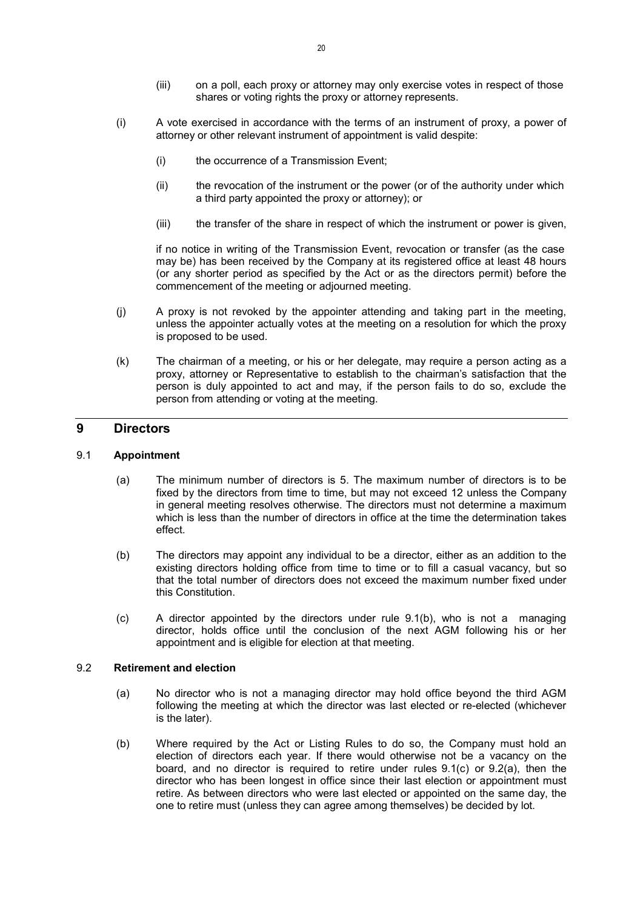(iii) on a poll, each proxy or attorney may only exercise votes in respect of those shares or voting rights the proxy or attorney represents.

(i) A vote exercised in accordance with the terms of an instrument of proxy, a power of attorney or other relevant instrument of appointment is valid despite:

(i) the occurrence of a Transmission Event;

(ii) the revocation of the instrument or the power (or of the authority under which a third party appointed the proxy or attorney); or

(iii) the transfer of the share in respect of which the instrument or power is given,

if no notice in writing of the Transmission Event, revocation or transfer (as the case may be) has been received by the Company at its registered office at least 48 hours (or any shorter period as specified by the Act or as the directors permit) before the commencement of the meeting or adjourned meeting.

(j) A proxy is not revoked by the appointer attending and taking part in the meeting, unless the appointer actually votes at the meeting on a resolution for which the proxy is proposed to be used.

(k) The chairman of a meeting, or his or her delegate, may require a person acting as a proxy, attorney or Representative to establish to the chairman's satisfaction that the person is duly appointed to act and may, if the person fails to do so, exclude the person from attending or voting at the meeting.

## 9 Directors

### 9.1 Appointment

(a) The minimum number of directors is 5. The maximum number of directors is to be fixed by the directors from time to time, but may not exceed 12 unless the Company in general meeting resolves otherwise. The directors must not determine a maximum which is less than the number of directors in office at the time the determination takes effect.

(b) The directors may appoint any individual to be a director, either as an addition to the existing directors holding office from time to time or to fill a casual vacancy, but so that the total number of directors does not exceed the maximum number fixed under this Constitution.

(c) A director appointed by the directors under rule 9.1(b), who is not a managing director, holds office until the conclusion of the next AGM following his or her appointment and is eligible for election at that meeting.

### 9.2 Retirement and election

(a) No director who is not a managing director may hold office beyond the third AGM following the meeting at which the director was last elected or re-elected (whichever is the later).

(b) Where required by the Act or Listing Rules to do so, the Company must hold an election of directors each year. If there would otherwise not be a vacancy on the board, and no director is required to retire under rules 9.1(c) or 9.2(a), then the director who has been longest in office since their last election or appointment must retire. As between directors who were last elected or appointed on the same day, the one to retire must (unless they can agree among themselves) be decided by lot.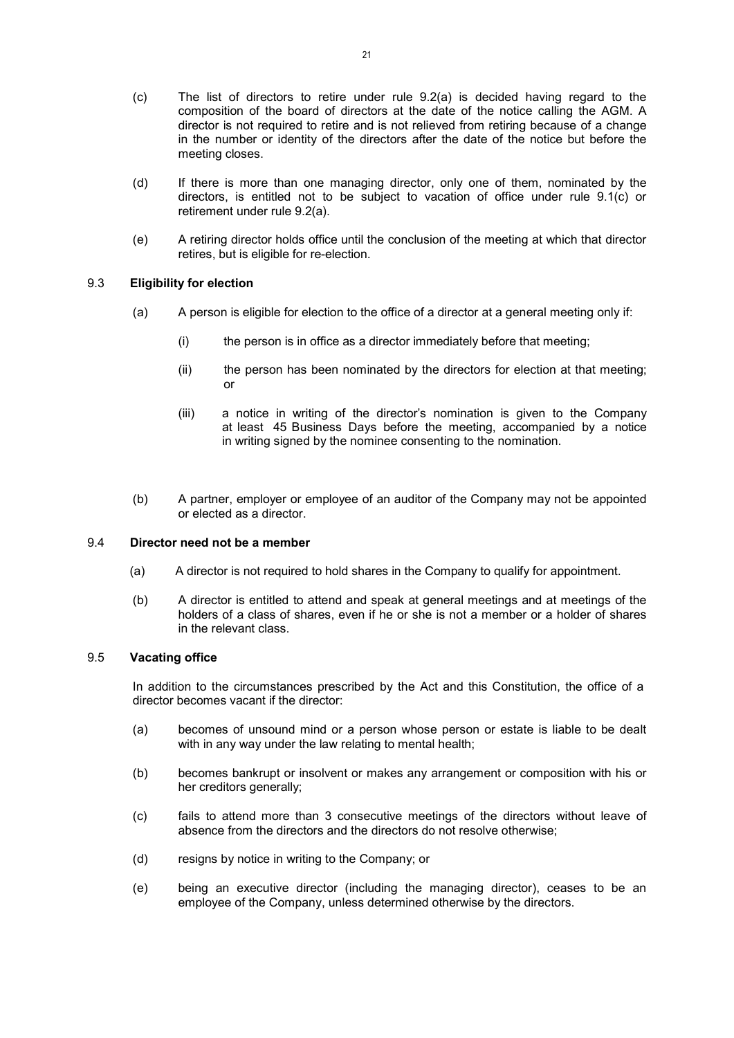(c) The list of directors to retire under rule 9.2(a) is decided having regard to the composition of the board of directors at the date of the notice calling the AGM. A director is not required to retire and is not relieved from retiring because of a change in the number or identity of the directors after the date of the notice but before the meeting closes.

(d) If there is more than one managing director, only one of them, nominated by the directors, is entitled not to be subject to vacation of office under rule 9.1(c) or retirement under rule 9.2(a).

(e) A retiring director holds office until the conclusion of the meeting at which that director retires, but is eligible for re-election.

### 9.3 Eligibility for election

(a) A person is eligible for election to the office of a director at a general meeting only if:

(i) the person is in office as a director immediately before that meeting;

(ii) the person has been nominated by the directors for election at that meeting; or

(iii) a notice in writing of the director's nomination is given to the Company at least 45 Business Days before the meeting, accompanied by a notice in writing signed by the nominee consenting to the nomination.

(b) A partner, employer or employee of an auditor of the Company may not be appointed or elected as a director.

### 9.4 Director need not be a member

(a) A director is not required to hold shares in the Company to qualify for appointment.

(b) A director is entitled to attend and speak at general meetings and at meetings of the holders of a class of shares, even if he or she is not a member or a holder of shares in the relevant class.

### 9.5 Vacating office

In addition to the circumstances prescribed by the Act and this Constitution, the office of a director becomes vacant if the director:

(a) becomes of unsound mind or a person whose person or estate is liable to be dealt with in any way under the law relating to mental health;

(b) becomes bankrupt or insolvent or makes any arrangement or composition with his or her creditors generally;

(c) fails to attend more than 3 consecutive meetings of the directors without leave of absence from the directors and the directors do not resolve otherwise;

(d) resigns by notice in writing to the Company; or

(e) being an executive director (including the managing director), ceases to be an employee of the Company, unless determined otherwise by the directors.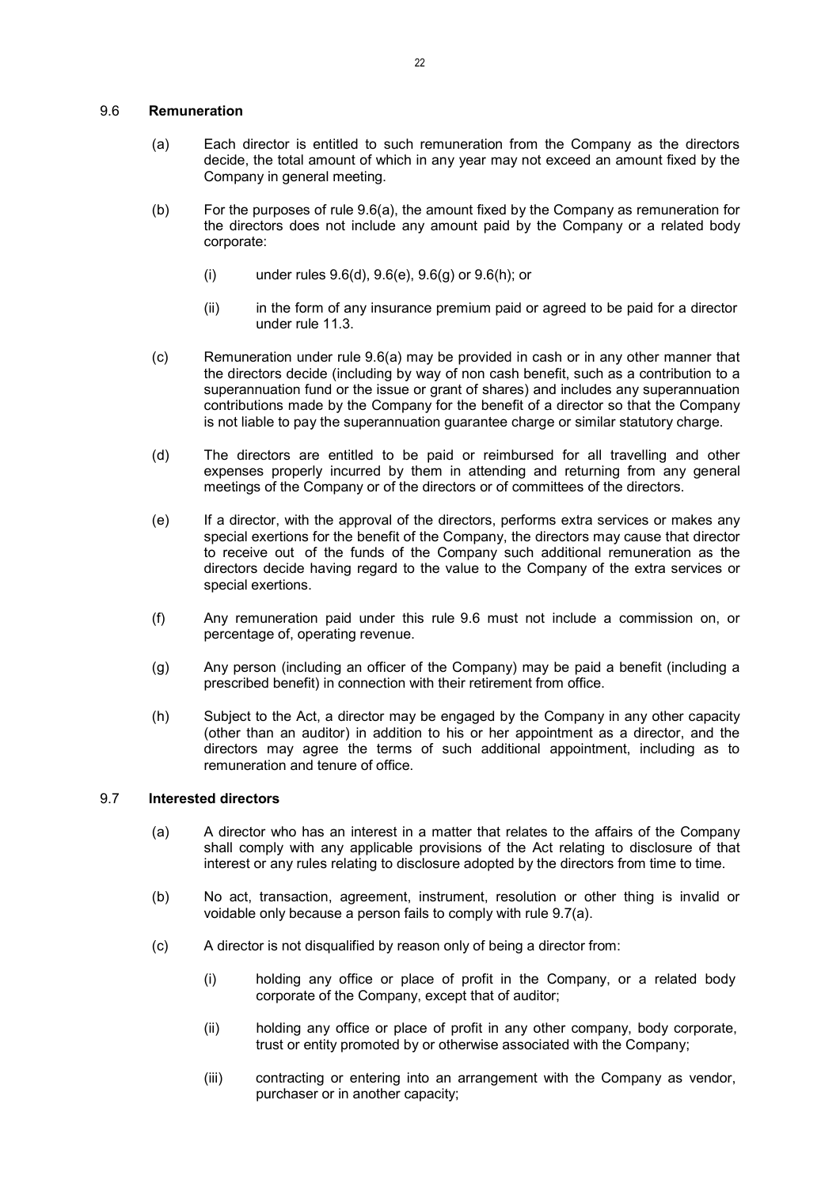### 9.6 **Remuneration**

(a) Each director is entitled to such remuneration from the Company as the directors decide, the total amount of which in any year may not exceed an amount fixed by the Company in general meeting.

(b) For the purposes of rule 9.6(a), the amount fixed by the Company as remuneration for the directors does not include any amount paid by the Company or a related body corporate:

(i) under rules 9.6(d), 9.6(e), 9.6(g) or 9.6(h); or

(ii) in the form of any insurance premium paid or agreed to be paid for a director under rule 11.3.

(c) Remuneration under rule 9.6(a) may be provided in cash or in any other manner that the directors decide (including by way of non cash benefit, such as a contribution to a superannuation fund or the issue or grant of shares) and includes any superannuation contributions made by the Company for the benefit of a director so that the Company is not liable to pay the superannuation guarantee charge or similar statutory charge.

(d) The directors are entitled to be paid or reimbursed for all travelling and other expenses properly incurred by them in attending and returning from any general meetings of the Company or of the directors or of committees of the directors.

(e) If a director, with the approval of the directors, performs extra services or makes any special exertions for the benefit of the Company, the directors may cause that director to receive out of the funds of the Company such additional remuneration as the directors decide having regard to the value to the Company of the extra services or special exertions.

(f) Any remuneration paid under this rule 9.6 must not include a commission on, or percentage of, operating revenue.

(g) Any person (including an officer of the Company) may be paid a benefit (including a prescribed benefit) in connection with their retirement from office.

(h) Subject to the Act, a director may be engaged by the Company in any other capacity (other than an auditor) in addition to his or her appointment as a director, and the directors may agree the terms of such additional appointment, including as to remuneration and tenure of office.

### 9.7 **Interested directors**

(a) A director who has an interest in a matter that relates to the affairs of the Company shall comply with any applicable provisions of the Act relating to disclosure of that interest or any rules relating to disclosure adopted by the directors from time to time.

(b) No act, transaction, agreement, instrument, resolution or other thing is invalid or voidable only because a person fails to comply with rule 9.7(a).

(c) A director is not disqualified by reason only of being a director from:

(i) holding any office or place of profit in the Company, or a related body corporate of the Company, except that of auditor;

(ii) holding any office or place of profit in any other company, body corporate, trust or entity promoted by or otherwise associated with the Company;

(iii) contracting or entering into an arrangement with the Company as vendor, purchaser or in another capacity;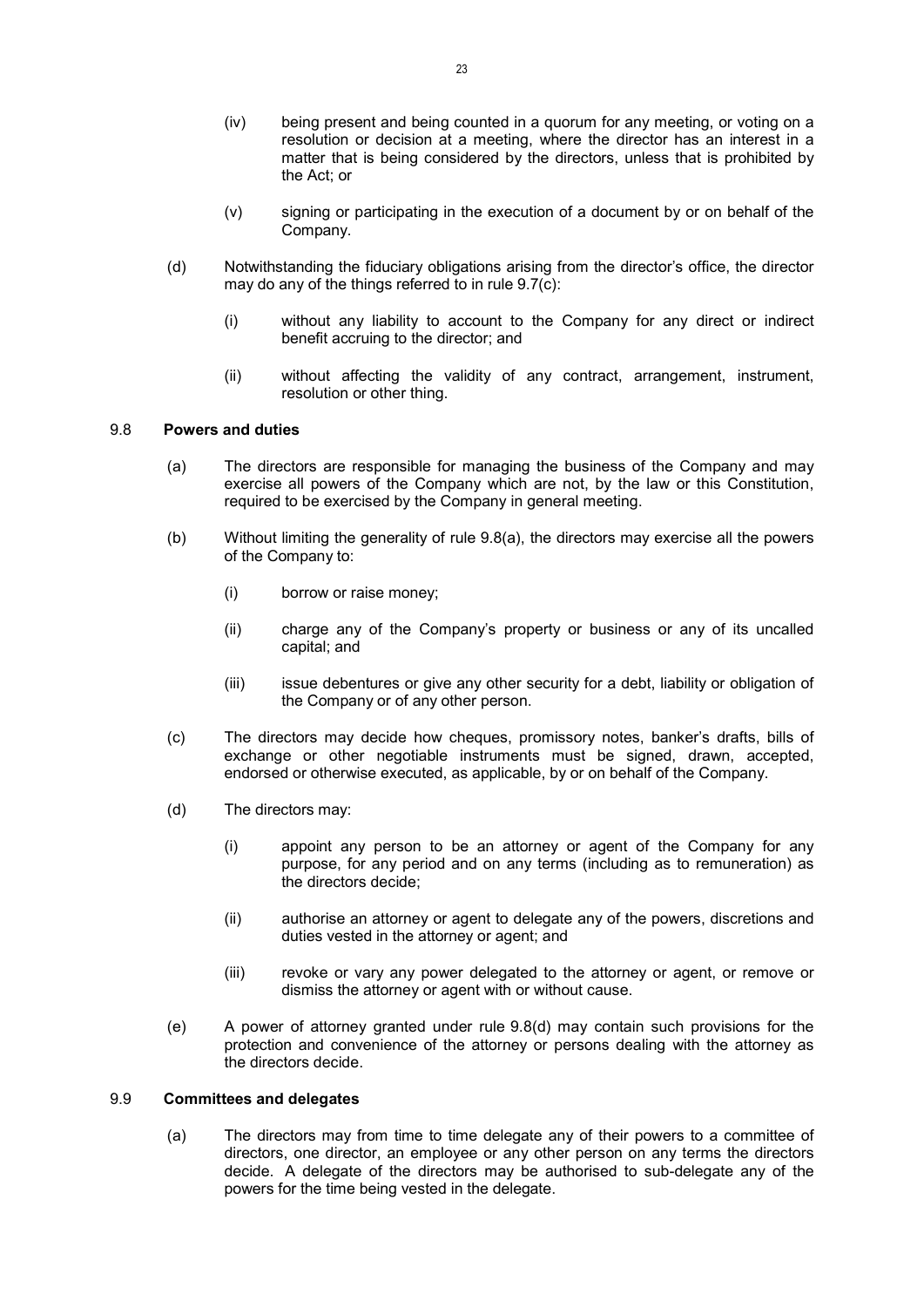(iv) being present and being counted in a quorum for any meeting, or voting on a resolution or decision at a meeting, where the director has an interest in a matter that is being considered by the directors, unless that is prohibited by the Act; or

(v) signing or participating in the execution of a document by or on behalf of the Company.

(d) Notwithstanding the fiduciary obligations arising from the director's office, the director may do any of the things referred to in rule 9.7(c):

(i) without any liability to account to the Company for any direct or indirect benefit accruing to the director; and

(ii) without affecting the validity of any contract, arrangement, instrument, resolution or other thing.

### 9.8 Powers and duties

(a) The directors are responsible for managing the business of the Company and may exercise all powers of the Company which are not, by the law or this Constitution, required to be exercised by the Company in general meeting.

(b) Without limiting the generality of rule 9.8(a), the directors may exercise all the powers of the Company to:

(i) borrow or raise money;

(ii) charge any of the Company's property or business or any of its uncalled capital; and

(iii) issue debentures or give any other security for a debt, liability or obligation of the Company or of any other person.

(c) The directors may decide how cheques, promissory notes, banker's drafts, bills of exchange or other negotiable instruments must be signed, drawn, accepted, endorsed or otherwise executed, as applicable, by or on behalf of the Company.

(d) The directors may:

(i) appoint any person to be an attorney or agent of the Company for any purpose, for any period and on any terms (including as to remuneration) as the directors decide;

(ii) authorise an attorney or agent to delegate any of the powers, discretions and duties vested in the attorney or agent; and

(iii) revoke or vary any power delegated to the attorney or agent, or remove or dismiss the attorney or agent with or without cause.

(e) A power of attorney granted under rule 9.8(d) may contain such provisions for the protection and convenience of the attorney or persons dealing with the attorney as the directors decide.

### 9.9 Committees and delegates

(a) The directors may from time to time delegate any of their powers to a committee of directors, one director, an employee or any other person on any terms the directors decide. A delegate of the directors may be authorised to sub-delegate any of the powers for the time being vested in the delegate.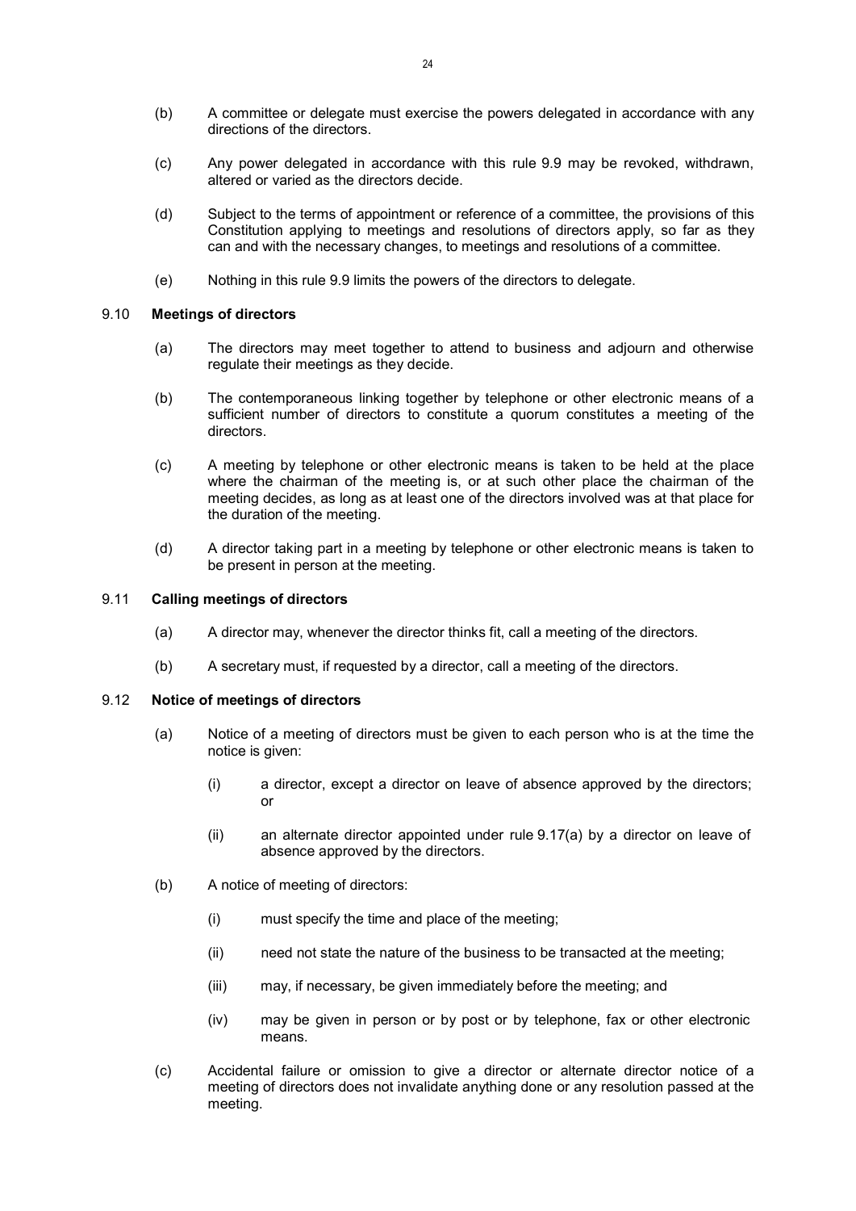(b) A committee or delegate must exercise the powers delegated in accordance with any directions of the directors.

(c) Any power delegated in accordance with this rule 9.9 may be revoked, withdrawn, altered or varied as the directors decide.

(d) Subject to the terms of appointment or reference of a committee, the provisions of this Constitution applying to meetings and resolutions of directors apply, so far as they can and with the necessary changes, to meetings and resolutions of a committee.

(e) Nothing in this rule 9.9 limits the powers of the directors to delegate.

### 9.10 Meetings of directors

(a) The directors may meet together to attend to business and adjourn and otherwise regulate their meetings as they decide.

(b) The contemporaneous linking together by telephone or other electronic means of a sufficient number of directors to constitute a quorum constitutes a meeting of the directors.

(c) A meeting by telephone or other electronic means is taken to be held at the place where the chairman of the meeting is, or at such other place the chairman of the meeting decides, as long as at least one of the directors involved was at that place for the duration of the meeting.

(d) A director taking part in a meeting by telephone or other electronic means is taken to be present in person at the meeting.

### 9.11 Calling meetings of directors

(a) A director may, whenever the director thinks fit, call a meeting of the directors.

(b) A secretary must, if requested by a director, call a meeting of the directors.

### 9.12 Notice of meetings of directors

(a) Notice of a meeting of directors must be given to each person who is at the time the notice is given:

  (i) a director, except a director on leave of absence approved by the directors; or

  (ii) an alternate director appointed under rule 9.17(a) by a director on leave of absence approved by the directors.

(b) A notice of meeting of directors:

  (i) must specify the time and place of the meeting;

  (ii) need not state the nature of the business to be transacted at the meeting;

  (iii) may, if necessary, be given immediately before the meeting; and

  (iv) may be given in person or by post or by telephone, fax or other electronic means.

(c) Accidental failure or omission to give a director or alternate director notice of a meeting of directors does not invalidate anything done or any resolution passed at the meeting.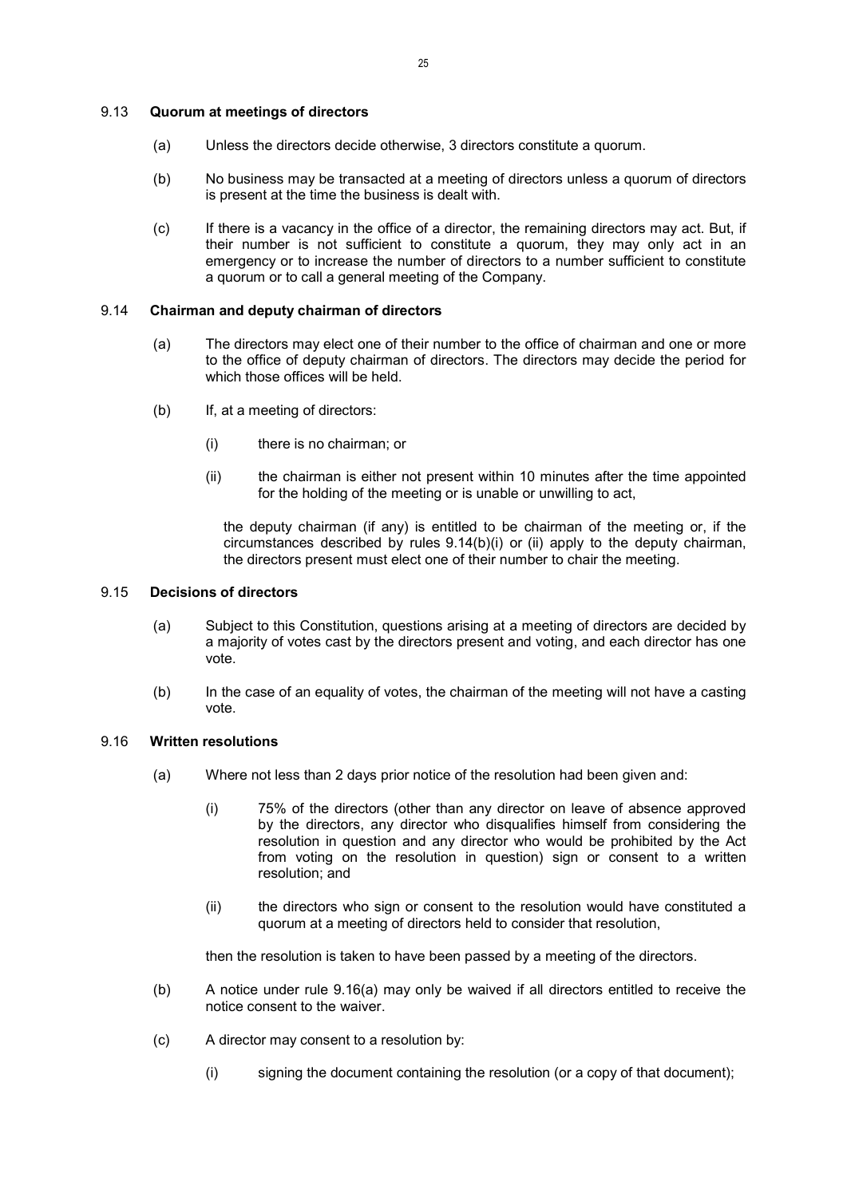### 9.13 Quorum at meetings of directors

(a) Unless the directors decide otherwise, 3 directors constitute a quorum.

(b) No business may be transacted at a meeting of directors unless a quorum of directors is present at the time the business is dealt with.

(c) If there is a vacancy in the office of a director, the remaining directors may act. But, if their number is not sufficient to constitute a quorum, they may only act in an emergency or to increase the number of directors to a number sufficient to constitute a quorum or to call a general meeting of the Company.

### 9.14 Chairman and deputy chairman of directors

(a) The directors may elect one of their number to the office of chairman and one or more to the office of deputy chairman of directors. The directors may decide the period for which those offices will be held.

(b) If, at a meeting of directors:

(i) there is no chairman; or

(ii) the chairman is either not present within 10 minutes after the time appointed for the holding of the meeting or is unable or unwilling to act,

the deputy chairman (if any) is entitled to be chairman of the meeting or, if the circumstances described by rules 9.14(b)(i) or (ii) apply to the deputy chairman, the directors present must elect one of their number to chair the meeting.

### 9.15 Decisions of directors

(a) Subject to this Constitution, questions arising at a meeting of directors are decided by a majority of votes cast by the directors present and voting, and each director has one vote.

(b) In the case of an equality of votes, the chairman of the meeting will not have a casting vote.

### 9.16 Written resolutions

(a) Where not less than 2 days prior notice of the resolution had been given and:

(i) 75% of the directors (other than any director on leave of absence approved by the directors, any director who disqualifies himself from considering the resolution in question and any director who would be prohibited by the Act from voting on the resolution in question) sign or consent to a written resolution; and

(ii) the directors who sign or consent to the resolution would have constituted a quorum at a meeting of directors held to consider that resolution,

then the resolution is taken to have been passed by a meeting of the directors.

(b) A notice under rule 9.16(a) may only be waived if all directors entitled to receive the notice consent to the waiver.

(c) A director may consent to a resolution by:

(i) signing the document containing the resolution (or a copy of that document);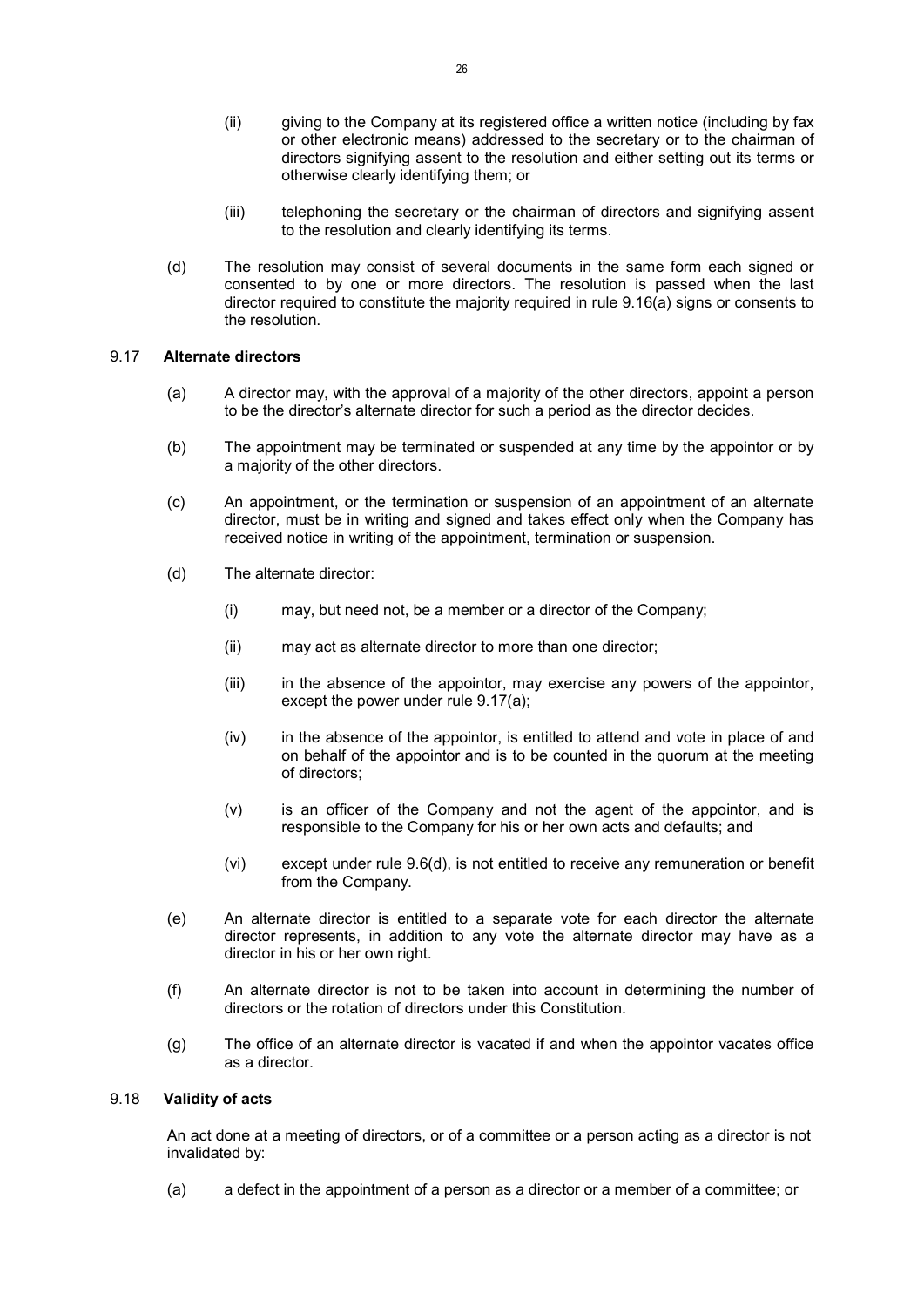(ii) giving to the Company at its registered office a written notice (including by fax or other electronic means) addressed to the secretary or to the chairman of directors signifying assent to the resolution and either setting out its terms or otherwise clearly identifying them; or

(iii) telephoning the secretary or the chairman of directors and signifying assent to the resolution and clearly identifying its terms.

(d) The resolution may consist of several documents in the same form each signed or consented to by one or more directors. The resolution is passed when the last director required to constitute the majority required in rule 9.16(a) signs or consents to the resolution.

### 9.17 **Alternate directors**

(a) A director may, with the approval of a majority of the other directors, appoint a person to be the director's alternate director for such a period as the director decides.

(b) The appointment may be terminated or suspended at any time by the appointor or by a majority of the other directors.

(c) An appointment, or the termination or suspension of an appointment of an alternate director, must be in writing and signed and takes effect only when the Company has received notice in writing of the appointment, termination or suspension.

(d) The alternate director:

(i) may, but need not, be a member or a director of the Company;

(ii) may act as alternate director to more than one director;

(iii) in the absence of the appointor, may exercise any powers of the appointor, except the power under rule 9.17(a);

(iv) in the absence of the appointor, is entitled to attend and vote in place of and on behalf of the appointor and is to be counted in the quorum at the meeting of directors;

(v) is an officer of the Company and not the agent of the appointor, and is responsible to the Company for his or her own acts and defaults; and

(vi) except under rule 9.6(d), is not entitled to receive any remuneration or benefit from the Company.

(e) An alternate director is entitled to a separate vote for each director the alternate director represents, in addition to any vote the alternate director may have as a director in his or her own right.

(f) An alternate director is not to be taken into account in determining the number of directors or the rotation of directors under this Constitution.

(g) The office of an alternate director is vacated if and when the appointor vacates office as a director.

### 9.18 **Validity of acts**

An act done at a meeting of directors, or of a committee or a person acting as a director is not invalidated by:

(a) a defect in the appointment of a person as a director or a member of a committee; or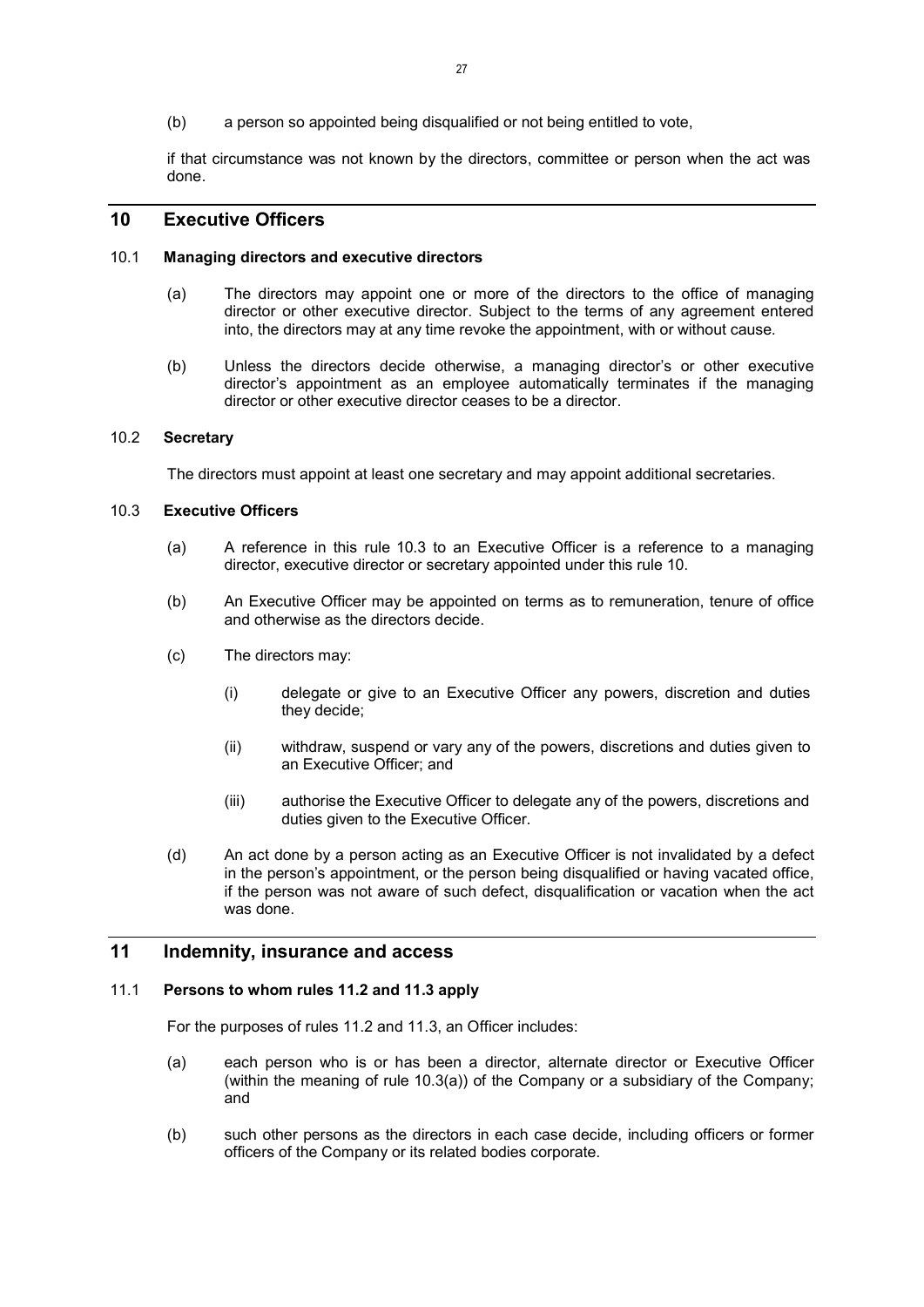(b) a person so appointed being disqualified or not being entitled to vote,

if that circumstance was not known by the directors, committee or person when the act was done.

## 10 Executive Officers

### 10.1 Managing directors and executive directors

(a) The directors may appoint one or more of the directors to the office of managing director or other executive director. Subject to the terms of any agreement entered into, the directors may at any time revoke the appointment, with or without cause.

(b) Unless the directors decide otherwise, a managing director's or other executive director's appointment as an employee automatically terminates if the managing director or other executive director ceases to be a director.

### 10.2 Secretary

The directors must appoint at least one secretary and may appoint additional secretaries.

### 10.3 Executive Officers

(a) A reference in this rule 10.3 to an Executive Officer is a reference to a managing director, executive director or secretary appointed under this rule 10.

(b) An Executive Officer may be appointed on terms as to remuneration, tenure of office and otherwise as the directors decide.

(c) The directors may:

(i) delegate or give to an Executive Officer any powers, discretion and duties they decide;

(ii) withdraw, suspend or vary any of the powers, discretions and duties given to an Executive Officer; and

(iii) authorise the Executive Officer to delegate any of the powers, discretions and duties given to the Executive Officer.

(d) An act done by a person acting as an Executive Officer is not invalidated by a defect in the person's appointment, or the person being disqualified or having vacated office, if the person was not aware of such defect, disqualification or vacation when the act was done.

## 11 Indemnity, insurance and access

### 11.1 Persons to whom rules 11.2 and 11.3 apply

For the purposes of rules 11.2 and 11.3, an Officer includes:

(a) each person who is or has been a director, alternate director or Executive Officer (within the meaning of rule 10.3(a)) of the Company or a subsidiary of the Company; and

(b) such other persons as the directors in each case decide, including officers or former officers of the Company or its related bodies corporate.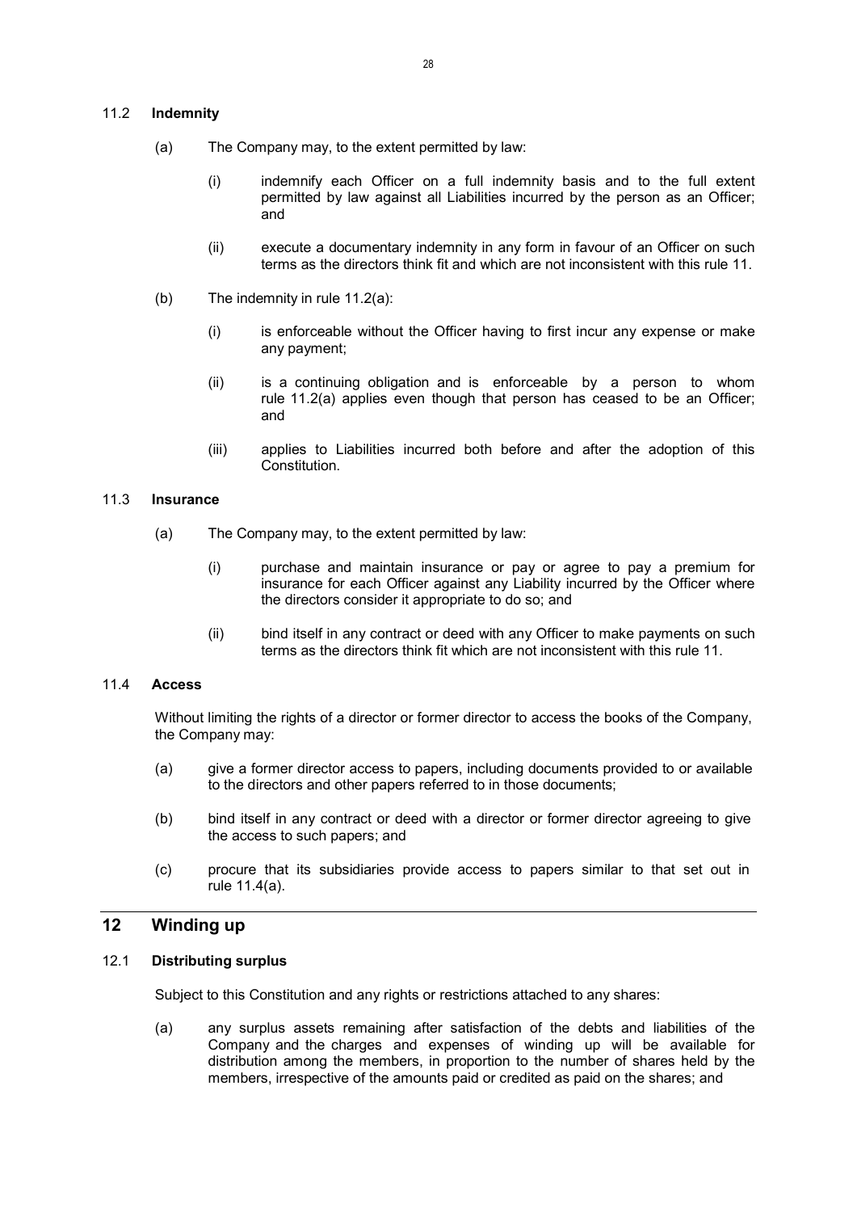### 11.2 **Indemnity**

(a) The Company may, to the extent permitted by law:

(i) indemnify each Officer on a full indemnity basis and to the full extent permitted by law against all Liabilities incurred by the person as an Officer; and

(ii) execute a documentary indemnity in any form in favour of an Officer on such terms as the directors think fit and which are not inconsistent with this rule 11.

(b) The indemnity in rule 11.2(a):

(i) is enforceable without the Officer having to first incur any expense or make any payment;

(ii) is a continuing obligation and is enforceable by a person to whom rule 11.2(a) applies even though that person has ceased to be an Officer; and

(iii) applies to Liabilities incurred both before and after the adoption of this Constitution.

### 11.3 **Insurance**

(a) The Company may, to the extent permitted by law:

(i) purchase and maintain insurance or pay or agree to pay a premium for insurance for each Officer against any Liability incurred by the Officer where the directors consider it appropriate to do so; and

(ii) bind itself in any contract or deed with any Officer to make payments on such terms as the directors think fit which are not inconsistent with this rule 11.

### 11.4 **Access**

Without limiting the rights of a director or former director to access the books of the Company, the Company may:

(a) give a former director access to papers, including documents provided to or available to the directors and other papers referred to in those documents;

(b) bind itself in any contract or deed with a director or former director agreeing to give the access to such papers; and

(c) procure that its subsidiaries provide access to papers similar to that set out in rule 11.4(a).

## 12 Winding up

### 12.1 **Distributing surplus**

Subject to this Constitution and any rights or restrictions attached to any shares:

(a) any surplus assets remaining after satisfaction of the debts and liabilities of the Company and the charges and expenses of winding up will be available for distribution among the members, in proportion to the number of shares held by the members, irrespective of the amounts paid or credited as paid on the shares; and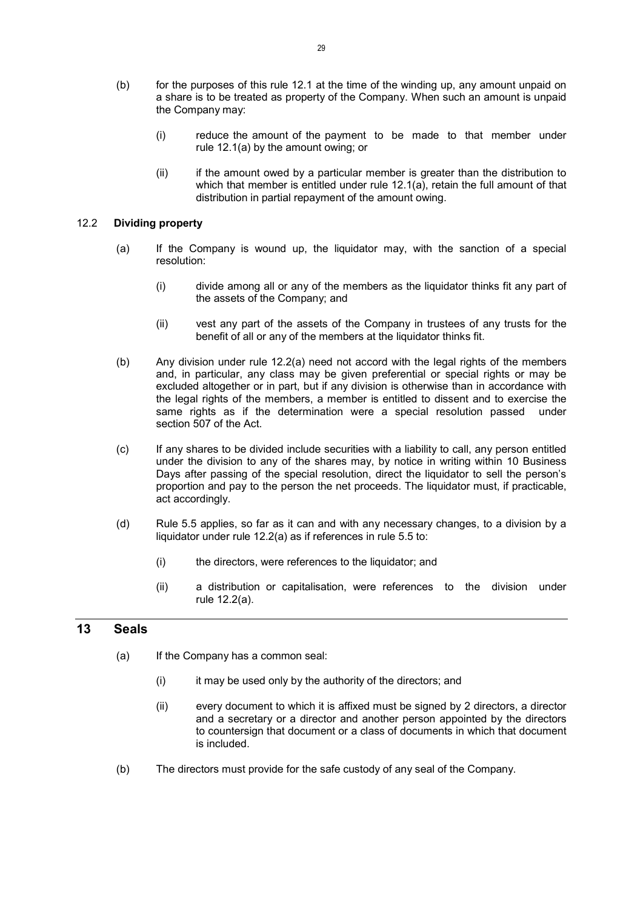(b) for the purposes of this rule 12.1 at the time of the winding up, any amount unpaid on a share is to be treated as property of the Company. When such an amount is unpaid the Company may:

  (i) reduce the amount of the payment to be made to that member under rule 12.1(a) by the amount owing; or

  (ii) if the amount owed by a particular member is greater than the distribution to which that member is entitled under rule 12.1(a), retain the full amount of that distribution in partial repayment of the amount owing.

### 12.2 **Dividing property**

(a) If the Company is wound up, the liquidator may, with the sanction of a special resolution:

  (i) divide among all or any of the members as the liquidator thinks fit any part of the assets of the Company; and

  (ii) vest any part of the assets of the Company in trustees of any trusts for the benefit of all or any of the members at the liquidator thinks fit.

(b) Any division under rule 12.2(a) need not accord with the legal rights of the members and, in particular, any class may be given preferential or special rights or may be excluded altogether or in part, but if any division is otherwise than in accordance with the legal rights of the members, a member is entitled to dissent and to exercise the same rights as if the determination were a special resolution passed under section 507 of the Act.

(c) If any shares to be divided include securities with a liability to call, any person entitled under the division to any of the shares may, by notice in writing within 10 Business Days after passing of the special resolution, direct the liquidator to sell the person's proportion and pay to the person the net proceeds. The liquidator must, if practicable, act accordingly.

(d) Rule 5.5 applies, so far as it can and with any necessary changes, to a division by a liquidator under rule 12.2(a) as if references in rule 5.5 to:

  (i) the directors, were references to the liquidator; and

  (ii) a distribution or capitalisation, were references to the division under rule 12.2(a).

## 13 Seals

(a) If the Company has a common seal:

  (i) it may be used only by the authority of the directors; and

  (ii) every document to which it is affixed must be signed by 2 directors, a director and a secretary or a director and another person appointed by the directors to countersign that document or a class of documents in which that document is included.

(b) The directors must provide for the safe custody of any seal of the Company.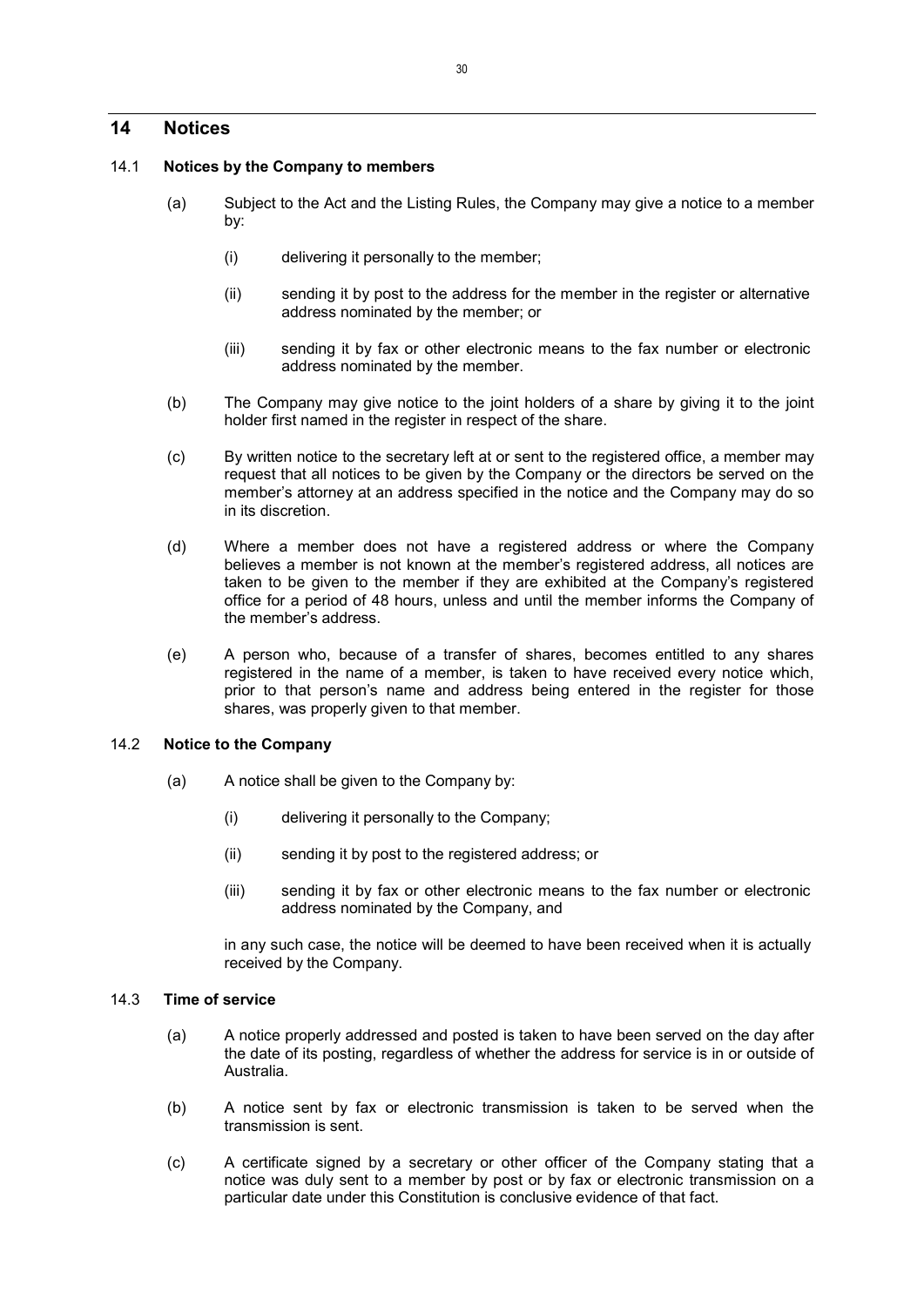## 14 Notices

### 14.1 Notices by the Company to members

(a) Subject to the Act and the Listing Rules, the Company may give a notice to a member by:

(i) delivering it personally to the member;

(ii) sending it by post to the address for the member in the register or alternative address nominated by the member; or

(iii) sending it by fax or other electronic means to the fax number or electronic address nominated by the member.

(b) The Company may give notice to the joint holders of a share by giving it to the joint holder first named in the register in respect of the share.

(c) By written notice to the secretary left at or sent to the registered office, a member may request that all notices to be given by the Company or the directors be served on the member's attorney at an address specified in the notice and the Company may do so in its discretion.

(d) Where a member does not have a registered address or where the Company believes a member is not known at the member's registered address, all notices are taken to be given to the member if they are exhibited at the Company's registered office for a period of 48 hours, unless and until the member informs the Company of the member's address.

(e) A person who, because of a transfer of shares, becomes entitled to any shares registered in the name of a member, is taken to have received every notice which, prior to that person's name and address being entered in the register for those shares, was properly given to that member.

### 14.2 Notice to the Company

(a) A notice shall be given to the Company by:

(i) delivering it personally to the Company;

(ii) sending it by post to the registered address; or

(iii) sending it by fax or other electronic means to the fax number or electronic address nominated by the Company, and

in any such case, the notice will be deemed to have been received when it is actually received by the Company.

### 14.3 Time of service

(a) A notice properly addressed and posted is taken to have been served on the day after the date of its posting, regardless of whether the address for service is in or outside of Australia.

(b) A notice sent by fax or electronic transmission is taken to be served when the transmission is sent.

(c) A certificate signed by a secretary or other officer of the Company stating that a notice was duly sent to a member by post or by fax or electronic transmission on a particular date under this Constitution is conclusive evidence of that fact.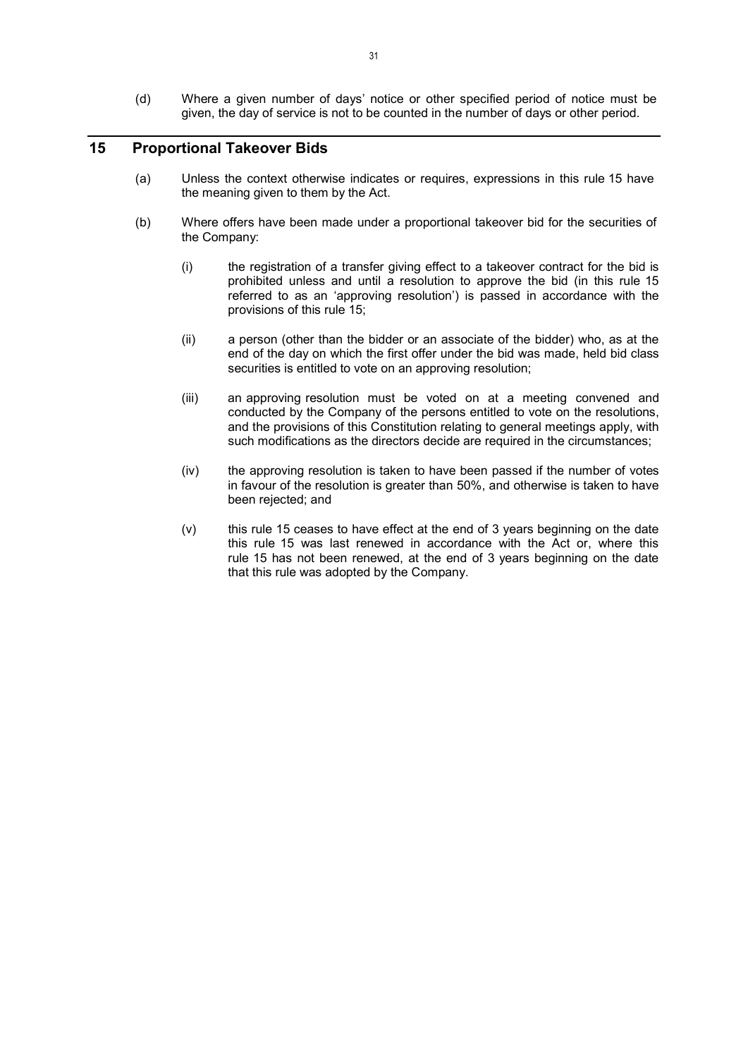(d) Where a given number of days' notice or other specified period of notice must be given, the day of service is not to be counted in the number of days or other period.

## 15 Proportional Takeover Bids

(a) Unless the context otherwise indicates or requires, expressions in this rule 15 have the meaning given to them by the Act.

(b) Where offers have been made under a proportional takeover bid for the securities of the Company:

  (i) the registration of a transfer giving effect to a takeover contract for the bid is prohibited unless and until a resolution to approve the bid (in this rule 15 referred to as an 'approving resolution') is passed in accordance with the provisions of this rule 15;

  (ii) a person (other than the bidder or an associate of the bidder) who, as at the end of the day on which the first offer under the bid was made, held bid class securities is entitled to vote on an approving resolution;

  (iii) an approving resolution must be voted on at a meeting convened and conducted by the Company of the persons entitled to vote on the resolutions, and the provisions of this Constitution relating to general meetings apply, with such modifications as the directors decide are required in the circumstances;

  (iv) the approving resolution is taken to have been passed if the number of votes in favour of the resolution is greater than 50%, and otherwise is taken to have been rejected; and

  (v) this rule 15 ceases to have effect at the end of 3 years beginning on the date this rule 15 was last renewed in accordance with the Act or, where this rule 15 has not been renewed, at the end of 3 years beginning on the date that this rule was adopted by the Company.